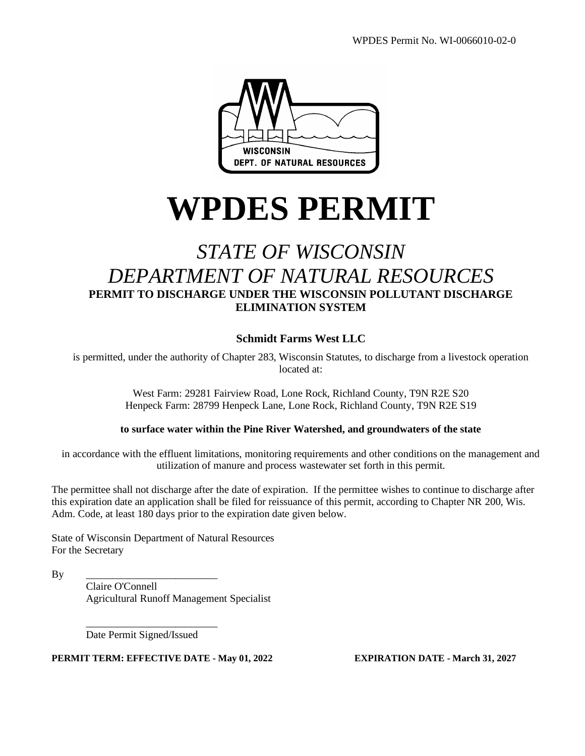WPDES Permit No. WI-0066010-02-0

# WPDES PERMIT

## *STATE OF WISCONSIN*
## *DEPARTMENT OF NATURAL RESOURCES*

**PERMIT TO DISCHARGE UNDER THE WISCONSIN POLLUTANT DISCHARGE ELIMINATION SYSTEM**

**Schmidt Farms West LLC**

is permitted, under the authority of Chapter 283, Wisconsin Statutes, to discharge from a livestock operation located at:

West Farm: 29281 Fairview Road, Lone Rock, Richland County, T9N R2E S20
Henpeck Farm: 28799 Henpeck Lane, Lone Rock, Richland County, T9N R2E S19

**to surface water within the Pine River Watershed, and groundwaters of the state**

in accordance with the effluent limitations, monitoring requirements and other conditions on the management and utilization of manure and process wastewater set forth in this permit.

The permittee shall not discharge after the date of expiration. If the permittee wishes to continue to discharge after this expiration date an application shall be filed for reissuance of this permit, according to Chapter NR 200, Wis. Adm. Code, at least 180 days prior to the expiration date given below.

State of Wisconsin Department of Natural Resources
For the Secretary

By ___________________________

Claire O'Connell
Agricultural Runoff Management Specialist

___________________________

Date Permit Signed/Issued

**PERMIT TERM: EFFECTIVE DATE - May 01, 2022** **EXPIRATION DATE - March 31, 2027**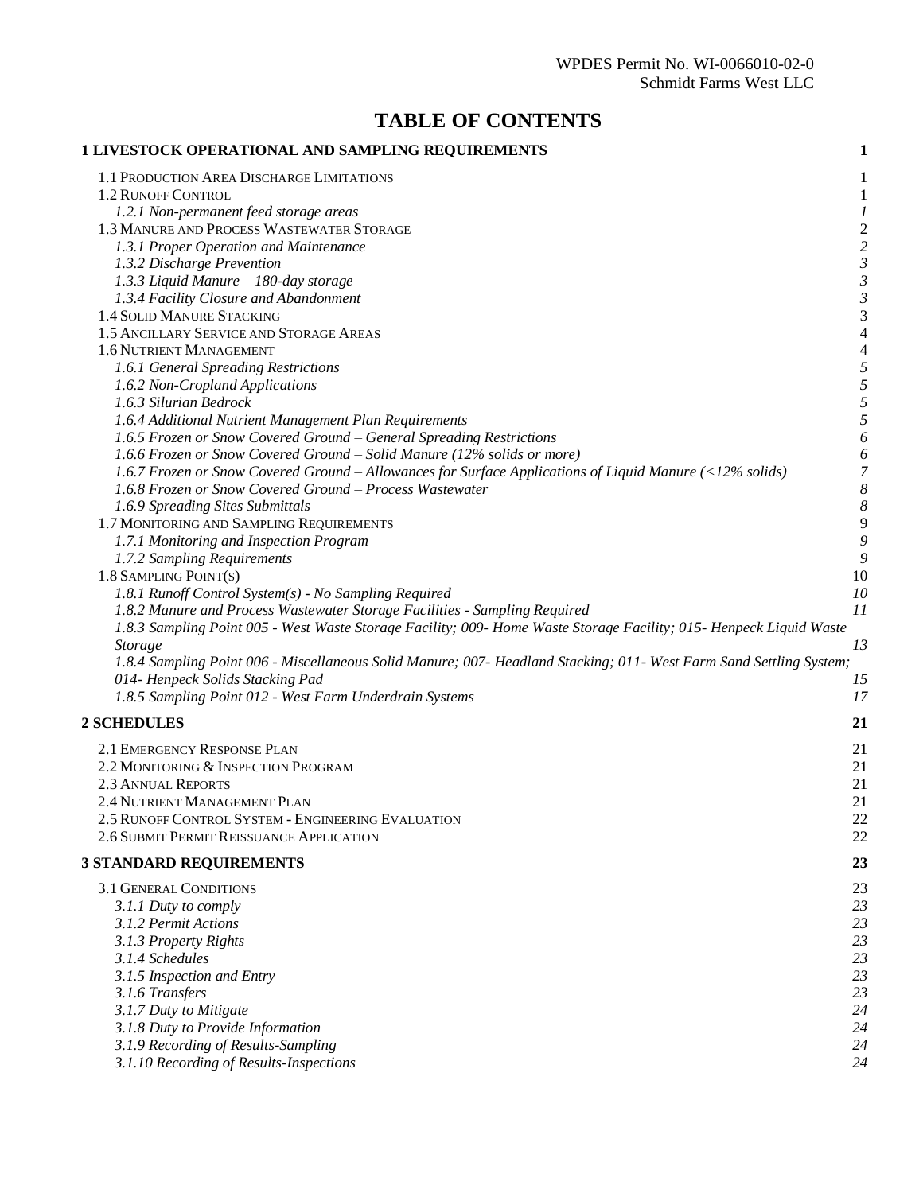# TABLE OF CONTENTS

**1 LIVESTOCK OPERATIONAL AND SAMPLING REQUIREMENTS** 1

- 1.1 Production Area Discharge Limitations 1
- 1.2 Runoff Control 1
  - *1.2.1 Non-permanent feed storage areas* *1*
- 1.3 Manure and Process Wastewater Storage 2
  - *1.3.1 Proper Operation and Maintenance* *2*
  - *1.3.2 Discharge Prevention* *3*
  - *1.3.3 Liquid Manure – 180-day storage* *3*
  - *1.3.4 Facility Closure and Abandonment* *3*
- 1.4 Solid Manure Stacking 3
- 1.5 Ancillary Service and Storage Areas 4
- 1.6 Nutrient Management 4
  - *1.6.1 General Spreading Restrictions* *5*
  - *1.6.2 Non-Cropland Applications* *5*
  - *1.6.3 Silurian Bedrock* *5*
  - *1.6.4 Additional Nutrient Management Plan Requirements* *5*
  - *1.6.5 Frozen or Snow Covered Ground – General Spreading Restrictions* *6*
  - *1.6.6 Frozen or Snow Covered Ground – Solid Manure (12% solids or more)* *6*
  - *1.6.7 Frozen or Snow Covered Ground – Allowances for Surface Applications of Liquid Manure (<12% solids)* *7*
  - *1.6.8 Frozen or Snow Covered Ground – Process Wastewater* *8*
  - *1.6.9 Spreading Sites Submittals* *8*
- 1.7 Monitoring and Sampling Requirements 9
  - *1.7.1 Monitoring and Inspection Program* *9*
  - *1.7.2 Sampling Requirements* *9*
- 1.8 Sampling Point(s) 10
  - *1.8.1 Runoff Control System(s) - No Sampling Required* *10*
  - *1.8.2 Manure and Process Wastewater Storage Facilities - Sampling Required* *11*
  - *1.8.3 Sampling Point 005 - West Waste Storage Facility; 009- Home Waste Storage Facility; 015- Henpeck Liquid Waste Storage* *13*
  - *1.8.4 Sampling Point 006 - Miscellaneous Solid Manure; 007- Headland Stacking; 011- West Farm Sand Settling System; 014- Henpeck Solids Stacking Pad* *15*
  - *1.8.5 Sampling Point 012 - West Farm Underdrain Systems* *17*

**2 SCHEDULES** 21

- 2.1 Emergency Response Plan 21
- 2.2 Monitoring & Inspection Program 21
- 2.3 Annual Reports 21
- 2.4 Nutrient Management Plan 21
- 2.5 Runoff Control System - Engineering Evaluation 22
- 2.6 Submit Permit Reissuance Application 22

**3 STANDARD REQUIREMENTS** 23

- 3.1 General Conditions 23
  - *3.1.1 Duty to comply* *23*
  - *3.1.2 Permit Actions* *23*
  - *3.1.3 Property Rights* *23*
  - *3.1.4 Schedules* *23*
  - *3.1.5 Inspection and Entry* *23*
  - *3.1.6 Transfers* *23*
  - *3.1.7 Duty to Mitigate* *24*
  - *3.1.8 Duty to Provide Information* *24*
  - *3.1.9 Recording of Results-Sampling* *24*
  - *3.1.10 Recording of Results-Inspections* *24*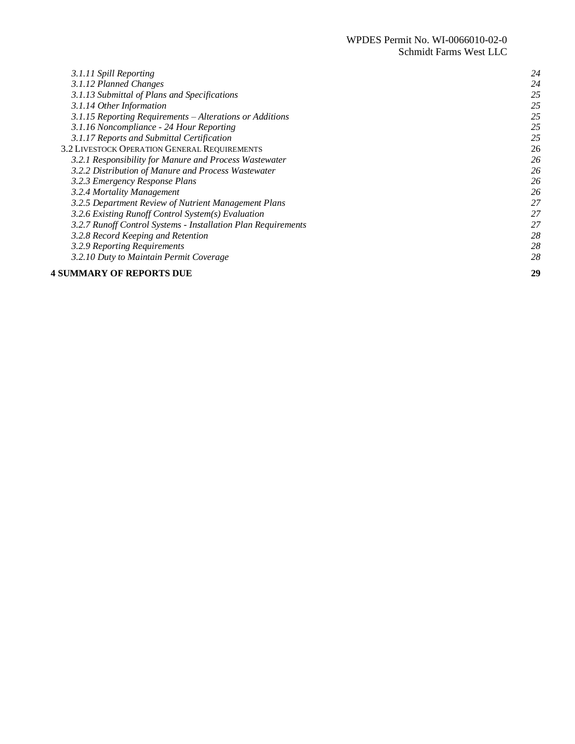*3.1.11 Spill Reporting* 24
*3.1.12 Planned Changes* 24
*3.1.13 Submittal of Plans and Specifications* 25
*3.1.14 Other Information* 25
*3.1.15 Reporting Requirements – Alterations or Additions* 25
*3.1.16 Noncompliance - 24 Hour Reporting* 25
*3.1.17 Reports and Submittal Certification* 25

3.2 LIVESTOCK OPERATION GENERAL REQUIREMENTS 26

*3.2.1 Responsibility for Manure and Process Wastewater* 26
*3.2.2 Distribution of Manure and Process Wastewater* 26
*3.2.3 Emergency Response Plans* 26
*3.2.4 Mortality Management* 26
*3.2.5 Department Review of Nutrient Management Plans* 27
*3.2.6 Existing Runoff Control System(s) Evaluation* 27
*3.2.7 Runoff Control Systems - Installation Plan Requirements* 27
*3.2.8 Record Keeping and Retention* 28
*3.2.9 Reporting Requirements* 28
*3.2.10 Duty to Maintain Permit Coverage* 28

**4 SUMMARY OF REPORTS DUE** **29**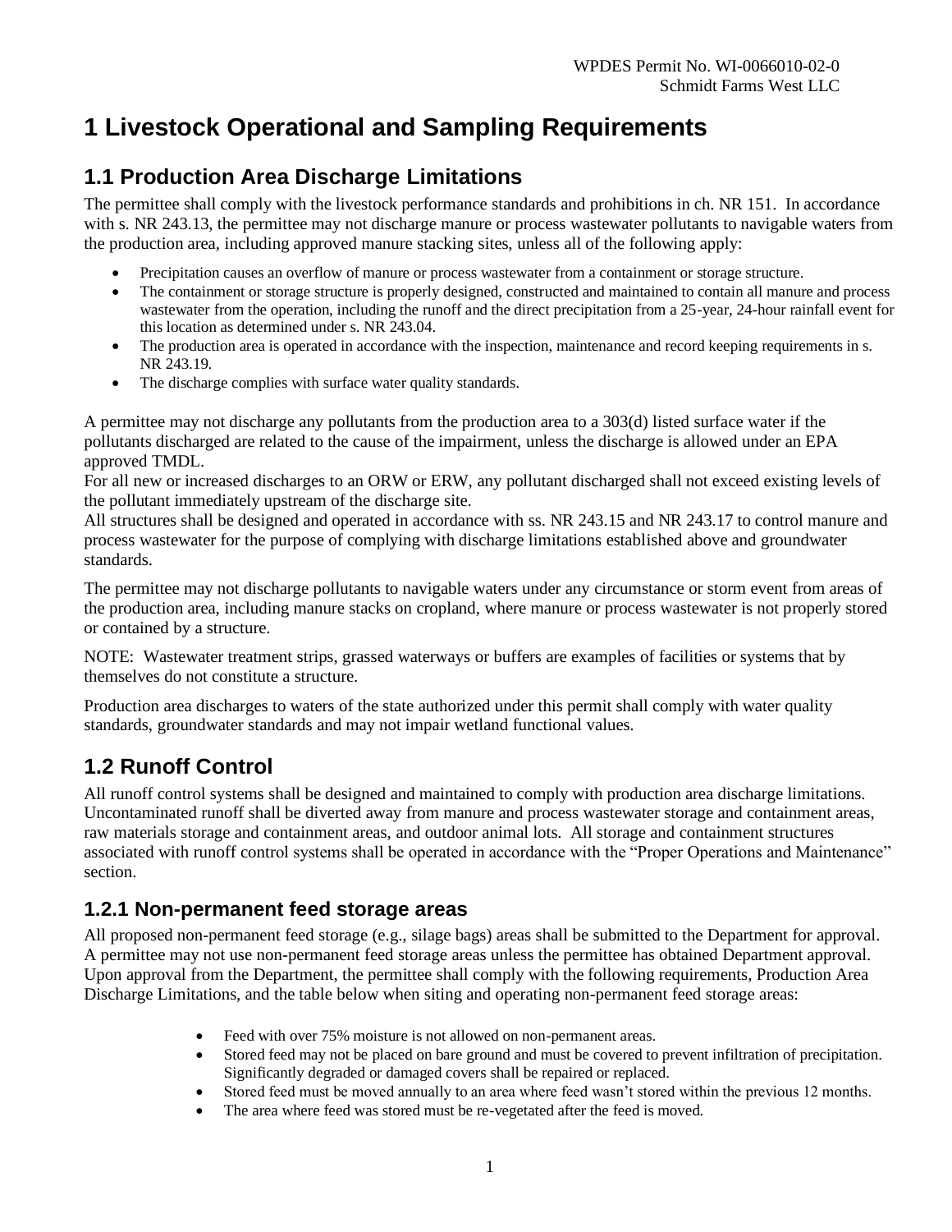# 1 Livestock Operational and Sampling Requirements

## 1.1 Production Area Discharge Limitations

The permittee shall comply with the livestock performance standards and prohibitions in ch. NR 151. In accordance with s. NR 243.13, the permittee may not discharge manure or process wastewater pollutants to navigable waters from the production area, including approved manure stacking sites, unless all of the following apply:

- Precipitation causes an overflow of manure or process wastewater from a containment or storage structure.
- The containment or storage structure is properly designed, constructed and maintained to contain all manure and process wastewater from the operation, including the runoff and the direct precipitation from a 25-year, 24-hour rainfall event for this location as determined under s. NR 243.04.
- The production area is operated in accordance with the inspection, maintenance and record keeping requirements in s. NR 243.19.
- The discharge complies with surface water quality standards.

A permittee may not discharge any pollutants from the production area to a 303(d) listed surface water if the pollutants discharged are related to the cause of the impairment, unless the discharge is allowed under an EPA approved TMDL.
For all new or increased discharges to an ORW or ERW, any pollutant discharged shall not exceed existing levels of the pollutant immediately upstream of the discharge site.
All structures shall be designed and operated in accordance with ss. NR 243.15 and NR 243.17 to control manure and process wastewater for the purpose of complying with discharge limitations established above and groundwater standards.

The permittee may not discharge pollutants to navigable waters under any circumstance or storm event from areas of the production area, including manure stacks on cropland, where manure or process wastewater is not properly stored or contained by a structure.

NOTE: Wastewater treatment strips, grassed waterways or buffers are examples of facilities or systems that by themselves do not constitute a structure.

Production area discharges to waters of the state authorized under this permit shall comply with water quality standards, groundwater standards and may not impair wetland functional values.

## 1.2 Runoff Control

All runoff control systems shall be designed and maintained to comply with production area discharge limitations. Uncontaminated runoff shall be diverted away from manure and process wastewater storage and containment areas, raw materials storage and containment areas, and outdoor animal lots. All storage and containment structures associated with runoff control systems shall be operated in accordance with the "Proper Operations and Maintenance" section.

### 1.2.1 Non-permanent feed storage areas

All proposed non-permanent feed storage (e.g., silage bags) areas shall be submitted to the Department for approval. A permittee may not use non-permanent feed storage areas unless the permittee has obtained Department approval. Upon approval from the Department, the permittee shall comply with the following requirements, Production Area Discharge Limitations, and the table below when siting and operating non-permanent feed storage areas:

- Feed with over 75% moisture is not allowed on non-permanent areas.
- Stored feed may not be placed on bare ground and must be covered to prevent infiltration of precipitation. Significantly degraded or damaged covers shall be repaired or replaced.
- Stored feed must be moved annually to an area where feed wasn't stored within the previous 12 months.
- The area where feed was stored must be re-vegetated after the feed is moved.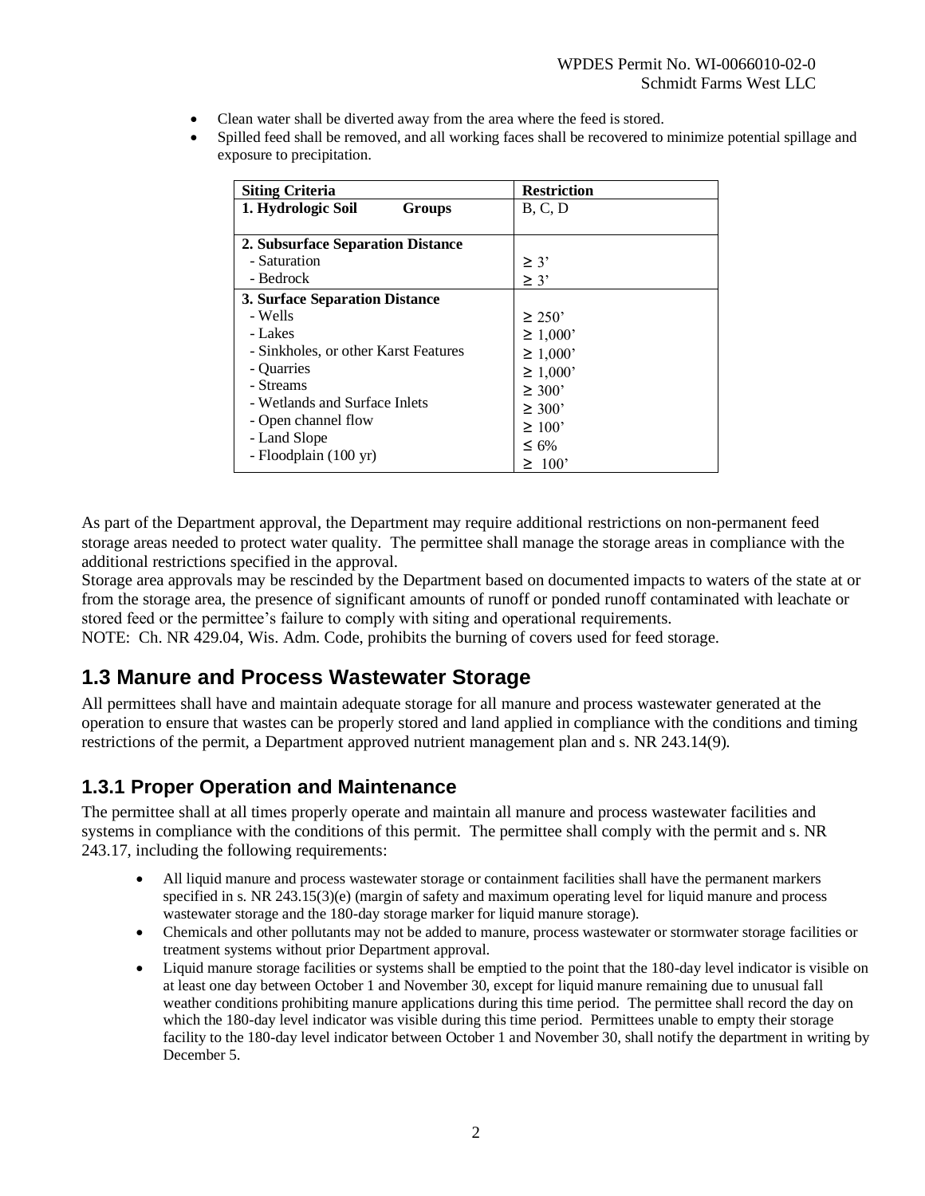- Clean water shall be diverted away from the area where the feed is stored.
- Spilled feed shall be removed, and all working faces shall be recovered to minimize potential spillage and exposure to precipitation.

| Siting Criteria | Restriction |
|---|---|
| **1. Hydrologic Soil Groups** | B, C, D |
| **2. Subsurface Separation Distance** | |
| - Saturation | ≥ 3' |
| - Bedrock | ≥ 3' |
| **3. Surface Separation Distance** | |
| - Wells | ≥ 250' |
| - Lakes | ≥ 1,000' |
| - Sinkholes, or other Karst Features | ≥ 1,000' |
| - Quarries | ≥ 1,000' |
| - Streams | ≥ 300' |
| - Wetlands and Surface Inlets | ≥ 300' |
| - Open channel flow | ≥ 100' |
| - Land Slope | ≤ 6% |
| - Floodplain (100 yr) | ≥ 100' |

As part of the Department approval, the Department may require additional restrictions on non-permanent feed storage areas needed to protect water quality. The permittee shall manage the storage areas in compliance with the additional restrictions specified in the approval.

Storage area approvals may be rescinded by the Department based on documented impacts to waters of the state at or from the storage area, the presence of significant amounts of runoff or ponded runoff contaminated with leachate or stored feed or the permittee's failure to comply with siting and operational requirements.

NOTE: Ch. NR 429.04, Wis. Adm. Code, prohibits the burning of covers used for feed storage.

## 1.3 Manure and Process Wastewater Storage

All permittees shall have and maintain adequate storage for all manure and process wastewater generated at the operation to ensure that wastes can be properly stored and land applied in compliance with the conditions and timing restrictions of the permit, a Department approved nutrient management plan and s. NR 243.14(9).

### 1.3.1 Proper Operation and Maintenance

The permittee shall at all times properly operate and maintain all manure and process wastewater facilities and systems in compliance with the conditions of this permit. The permittee shall comply with the permit and s. NR 243.17, including the following requirements:

- All liquid manure and process wastewater storage or containment facilities shall have the permanent markers specified in s. NR 243.15(3)(e) (margin of safety and maximum operating level for liquid manure and process wastewater storage and the 180-day storage marker for liquid manure storage).
- Chemicals and other pollutants may not be added to manure, process wastewater or stormwater storage facilities or treatment systems without prior Department approval.
- Liquid manure storage facilities or systems shall be emptied to the point that the 180-day level indicator is visible on at least one day between October 1 and November 30, except for liquid manure remaining due to unusual fall weather conditions prohibiting manure applications during this time period. The permittee shall record the day on which the 180-day level indicator was visible during this time period. Permittees unable to empty their storage facility to the 180-day level indicator between October 1 and November 30, shall notify the department in writing by December 5.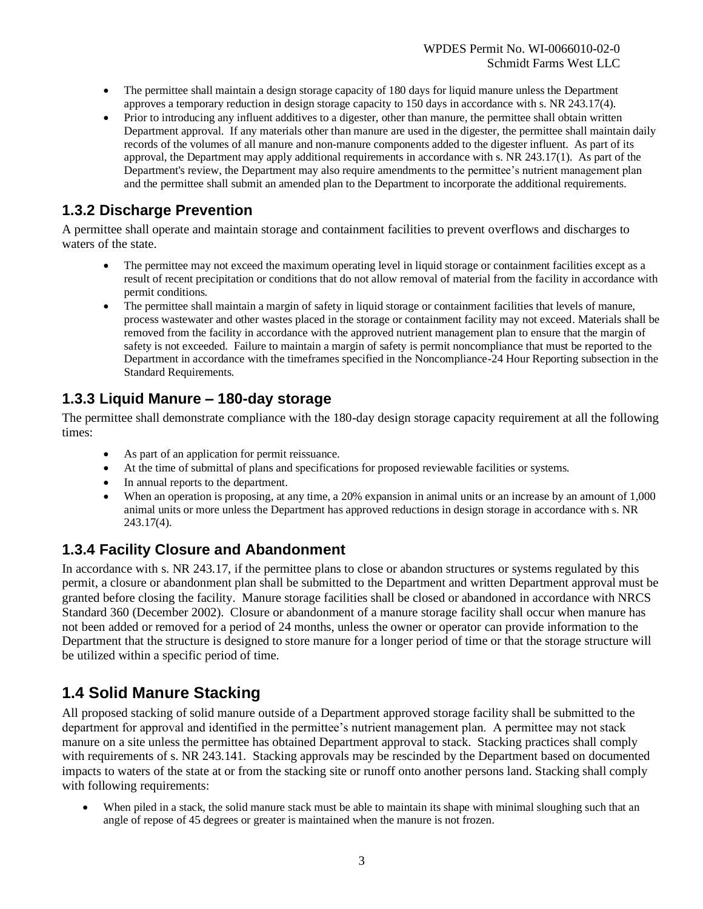- The permittee shall maintain a design storage capacity of 180 days for liquid manure unless the Department approves a temporary reduction in design storage capacity to 150 days in accordance with s. NR 243.17(4).
- Prior to introducing any influent additives to a digester, other than manure, the permittee shall obtain written Department approval. If any materials other than manure are used in the digester, the permittee shall maintain daily records of the volumes of all manure and non-manure components added to the digester influent. As part of its approval, the Department may apply additional requirements in accordance with s. NR 243.17(1). As part of the Department's review, the Department may also require amendments to the permittee's nutrient management plan and the permittee shall submit an amended plan to the Department to incorporate the additional requirements.

### 1.3.2 Discharge Prevention

A permittee shall operate and maintain storage and containment facilities to prevent overflows and discharges to waters of the state.

- The permittee may not exceed the maximum operating level in liquid storage or containment facilities except as a result of recent precipitation or conditions that do not allow removal of material from the facility in accordance with permit conditions.
- The permittee shall maintain a margin of safety in liquid storage or containment facilities that levels of manure, process wastewater and other wastes placed in the storage or containment facility may not exceed. Materials shall be removed from the facility in accordance with the approved nutrient management plan to ensure that the margin of safety is not exceeded. Failure to maintain a margin of safety is permit noncompliance that must be reported to the Department in accordance with the timeframes specified in the Noncompliance-24 Hour Reporting subsection in the Standard Requirements.

### 1.3.3 Liquid Manure – 180-day storage

The permittee shall demonstrate compliance with the 180-day design storage capacity requirement at all the following times:

- As part of an application for permit reissuance.
- At the time of submittal of plans and specifications for proposed reviewable facilities or systems.
- In annual reports to the department.
- When an operation is proposing, at any time, a 20% expansion in animal units or an increase by an amount of 1,000 animal units or more unless the Department has approved reductions in design storage in accordance with s. NR 243.17(4).

### 1.3.4 Facility Closure and Abandonment

In accordance with s. NR 243.17, if the permittee plans to close or abandon structures or systems regulated by this permit, a closure or abandonment plan shall be submitted to the Department and written Department approval must be granted before closing the facility. Manure storage facilities shall be closed or abandoned in accordance with NRCS Standard 360 (December 2002). Closure or abandonment of a manure storage facility shall occur when manure has not been added or removed for a period of 24 months, unless the owner or operator can provide information to the Department that the structure is designed to store manure for a longer period of time or that the storage structure will be utilized within a specific period of time.

## 1.4 Solid Manure Stacking

All proposed stacking of solid manure outside of a Department approved storage facility shall be submitted to the department for approval and identified in the permittee's nutrient management plan. A permittee may not stack manure on a site unless the permittee has obtained Department approval to stack. Stacking practices shall comply with requirements of s. NR 243.141. Stacking approvals may be rescinded by the Department based on documented impacts to waters of the state at or from the stacking site or runoff onto another persons land. Stacking shall comply with following requirements:

- When piled in a stack, the solid manure stack must be able to maintain its shape with minimal sloughing such that an angle of repose of 45 degrees or greater is maintained when the manure is not frozen.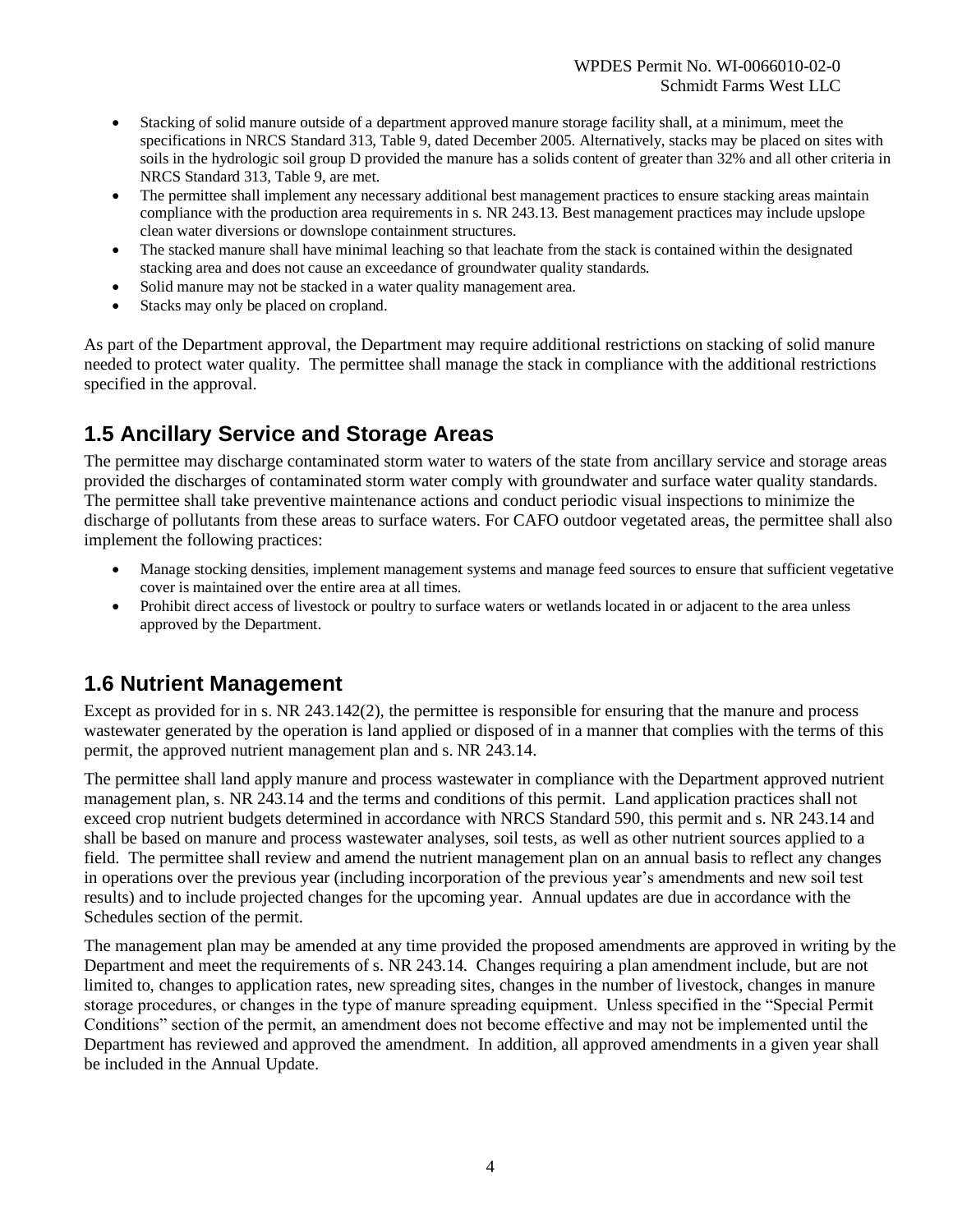- Stacking of solid manure outside of a department approved manure storage facility shall, at a minimum, meet the specifications in NRCS Standard 313, Table 9, dated December 2005. Alternatively, stacks may be placed on sites with soils in the hydrologic soil group D provided the manure has a solids content of greater than 32% and all other criteria in NRCS Standard 313, Table 9, are met.
- The permittee shall implement any necessary additional best management practices to ensure stacking areas maintain compliance with the production area requirements in s. NR 243.13. Best management practices may include upslope clean water diversions or downslope containment structures.
- The stacked manure shall have minimal leaching so that leachate from the stack is contained within the designated stacking area and does not cause an exceedance of groundwater quality standards.
- Solid manure may not be stacked in a water quality management area.
- Stacks may only be placed on cropland.

As part of the Department approval, the Department may require additional restrictions on stacking of solid manure needed to protect water quality. The permittee shall manage the stack in compliance with the additional restrictions specified in the approval.

## 1.5 Ancillary Service and Storage Areas

The permittee may discharge contaminated storm water to waters of the state from ancillary service and storage areas provided the discharges of contaminated storm water comply with groundwater and surface water quality standards. The permittee shall take preventive maintenance actions and conduct periodic visual inspections to minimize the discharge of pollutants from these areas to surface waters. For CAFO outdoor vegetated areas, the permittee shall also implement the following practices:

- Manage stocking densities, implement management systems and manage feed sources to ensure that sufficient vegetative cover is maintained over the entire area at all times.
- Prohibit direct access of livestock or poultry to surface waters or wetlands located in or adjacent to the area unless approved by the Department.

## 1.6 Nutrient Management

Except as provided for in s. NR 243.142(2), the permittee is responsible for ensuring that the manure and process wastewater generated by the operation is land applied or disposed of in a manner that complies with the terms of this permit, the approved nutrient management plan and s. NR 243.14.

The permittee shall land apply manure and process wastewater in compliance with the Department approved nutrient management plan, s. NR 243.14 and the terms and conditions of this permit. Land application practices shall not exceed crop nutrient budgets determined in accordance with NRCS Standard 590, this permit and s. NR 243.14 and shall be based on manure and process wastewater analyses, soil tests, as well as other nutrient sources applied to a field. The permittee shall review and amend the nutrient management plan on an annual basis to reflect any changes in operations over the previous year (including incorporation of the previous year's amendments and new soil test results) and to include projected changes for the upcoming year. Annual updates are due in accordance with the Schedules section of the permit.

The management plan may be amended at any time provided the proposed amendments are approved in writing by the Department and meet the requirements of s. NR 243.14. Changes requiring a plan amendment include, but are not limited to, changes to application rates, new spreading sites, changes in the number of livestock, changes in manure storage procedures, or changes in the type of manure spreading equipment. Unless specified in the "Special Permit Conditions" section of the permit, an amendment does not become effective and may not be implemented until the Department has reviewed and approved the amendment. In addition, all approved amendments in a given year shall be included in the Annual Update.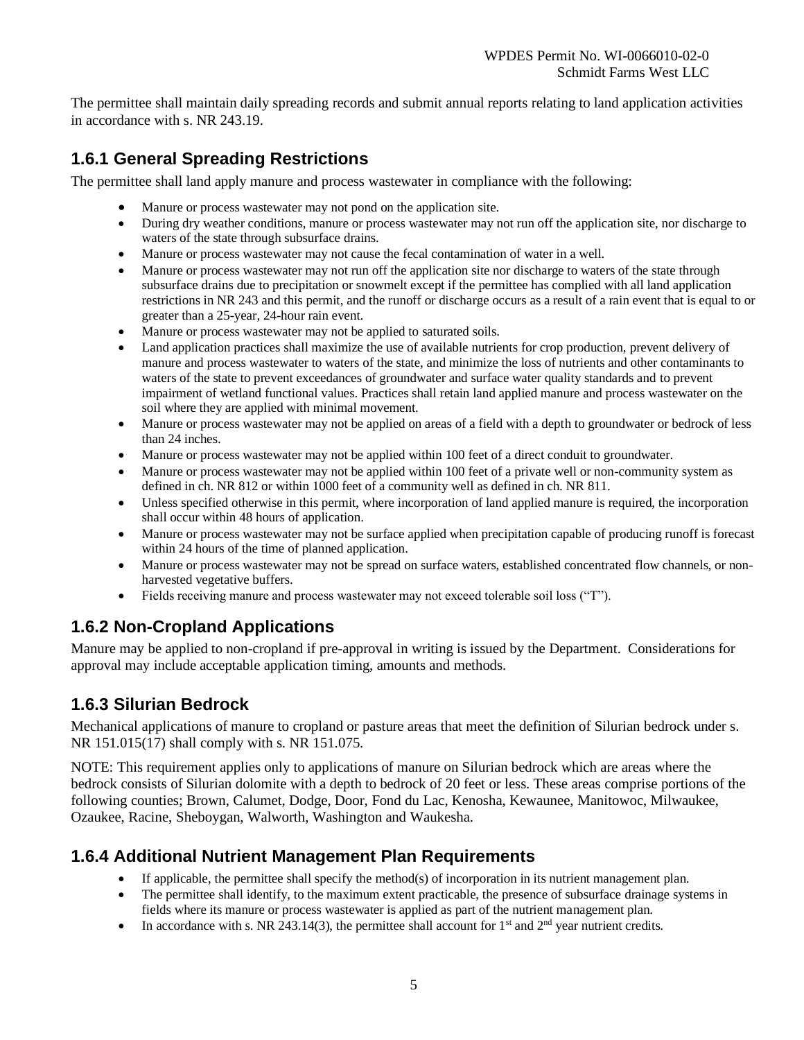The permittee shall maintain daily spreading records and submit annual reports relating to land application activities in accordance with s. NR 243.19.

## 1.6.1 General Spreading Restrictions

The permittee shall land apply manure and process wastewater in compliance with the following:

- Manure or process wastewater may not pond on the application site.
- During dry weather conditions, manure or process wastewater may not run off the application site, nor discharge to waters of the state through subsurface drains.
- Manure or process wastewater may not cause the fecal contamination of water in a well.
- Manure or process wastewater may not run off the application site nor discharge to waters of the state through subsurface drains due to precipitation or snowmelt except if the permittee has complied with all land application restrictions in NR 243 and this permit, and the runoff or discharge occurs as a result of a rain event that is equal to or greater than a 25-year, 24-hour rain event.
- Manure or process wastewater may not be applied to saturated soils.
- Land application practices shall maximize the use of available nutrients for crop production, prevent delivery of manure and process wastewater to waters of the state, and minimize the loss of nutrients and other contaminants to waters of the state to prevent exceedances of groundwater and surface water quality standards and to prevent impairment of wetland functional values. Practices shall retain land applied manure and process wastewater on the soil where they are applied with minimal movement.
- Manure or process wastewater may not be applied on areas of a field with a depth to groundwater or bedrock of less than 24 inches.
- Manure or process wastewater may not be applied within 100 feet of a direct conduit to groundwater.
- Manure or process wastewater may not be applied within 100 feet of a private well or non-community system as defined in ch. NR 812 or within 1000 feet of a community well as defined in ch. NR 811.
- Unless specified otherwise in this permit, where incorporation of land applied manure is required, the incorporation shall occur within 48 hours of application.
- Manure or process wastewater may not be surface applied when precipitation capable of producing runoff is forecast within 24 hours of the time of planned application.
- Manure or process wastewater may not be spread on surface waters, established concentrated flow channels, or non-harvested vegetative buffers.
- Fields receiving manure and process wastewater may not exceed tolerable soil loss ("T").

## 1.6.2 Non-Cropland Applications

Manure may be applied to non-cropland if pre-approval in writing is issued by the Department. Considerations for approval may include acceptable application timing, amounts and methods.

## 1.6.3 Silurian Bedrock

Mechanical applications of manure to cropland or pasture areas that meet the definition of Silurian bedrock under s. NR 151.015(17) shall comply with s. NR 151.075.

NOTE: This requirement applies only to applications of manure on Silurian bedrock which are areas where the bedrock consists of Silurian dolomite with a depth to bedrock of 20 feet or less. These areas comprise portions of the following counties; Brown, Calumet, Dodge, Door, Fond du Lac, Kenosha, Kewaunee, Manitowoc, Milwaukee, Ozaukee, Racine, Sheboygan, Walworth, Washington and Waukesha.

## 1.6.4 Additional Nutrient Management Plan Requirements

- If applicable, the permittee shall specify the method(s) of incorporation in its nutrient management plan.
- The permittee shall identify, to the maximum extent practicable, the presence of subsurface drainage systems in fields where its manure or process wastewater is applied as part of the nutrient management plan.
- In accordance with s. NR 243.14(3), the permittee shall account for 1st and 2nd year nutrient credits.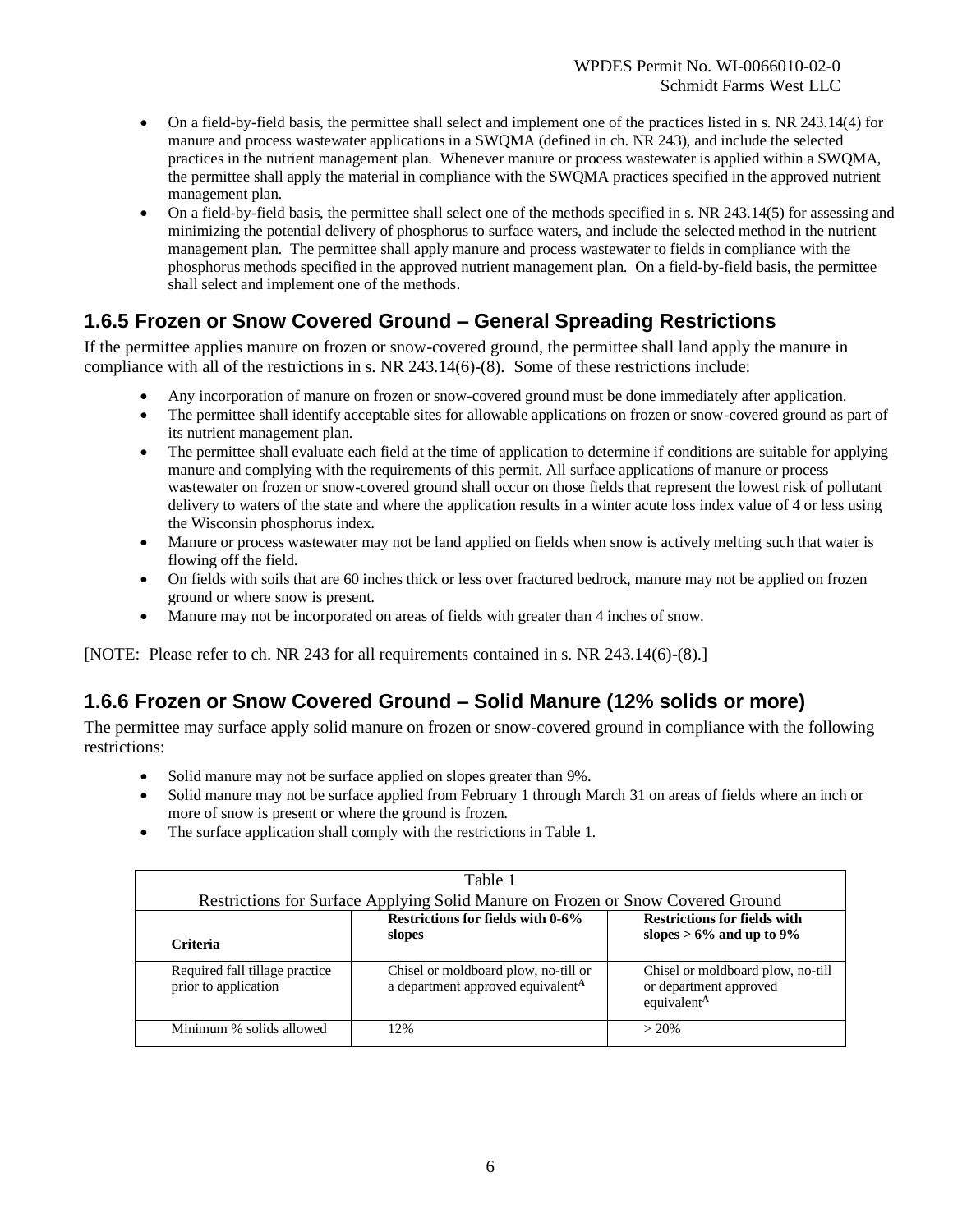- On a field-by-field basis, the permittee shall select and implement one of the practices listed in s. NR 243.14(4) for manure and process wastewater applications in a SWQMA (defined in ch. NR 243), and include the selected practices in the nutrient management plan. Whenever manure or process wastewater is applied within a SWQMA, the permittee shall apply the material in compliance with the SWQMA practices specified in the approved nutrient management plan.
- On a field-by-field basis, the permittee shall select one of the methods specified in s. NR 243.14(5) for assessing and minimizing the potential delivery of phosphorus to surface waters, and include the selected method in the nutrient management plan. The permittee shall apply manure and process wastewater to fields in compliance with the phosphorus methods specified in the approved nutrient management plan. On a field-by-field basis, the permittee shall select and implement one of the methods.

## 1.6.5 Frozen or Snow Covered Ground – General Spreading Restrictions

If the permittee applies manure on frozen or snow-covered ground, the permittee shall land apply the manure in compliance with all of the restrictions in s. NR 243.14(6)-(8). Some of these restrictions include:

- Any incorporation of manure on frozen or snow-covered ground must be done immediately after application.
- The permittee shall identify acceptable sites for allowable applications on frozen or snow-covered ground as part of its nutrient management plan.
- The permittee shall evaluate each field at the time of application to determine if conditions are suitable for applying manure and complying with the requirements of this permit. All surface applications of manure or process wastewater on frozen or snow-covered ground shall occur on those fields that represent the lowest risk of pollutant delivery to waters of the state and where the application results in a winter acute loss index value of 4 or less using the Wisconsin phosphorus index.
- Manure or process wastewater may not be land applied on fields when snow is actively melting such that water is flowing off the field.
- On fields with soils that are 60 inches thick or less over fractured bedrock, manure may not be applied on frozen ground or where snow is present.
- Manure may not be incorporated on areas of fields with greater than 4 inches of snow.

[NOTE: Please refer to ch. NR 243 for all requirements contained in s. NR 243.14(6)-(8).]

## 1.6.6 Frozen or Snow Covered Ground – Solid Manure (12% solids or more)

The permittee may surface apply solid manure on frozen or snow-covered ground in compliance with the following restrictions:

- Solid manure may not be surface applied on slopes greater than 9%.
- Solid manure may not be surface applied from February 1 through March 31 on areas of fields where an inch or more of snow is present or where the ground is frozen.
- The surface application shall comply with the restrictions in Table 1.

Table 1
Restrictions for Surface Applying Solid Manure on Frozen or Snow Covered Ground

| Criteria | Restrictions for fields with 0-6% slopes | Restrictions for fields with slopes > 6% and up to 9% |
|---|---|---|
| Required fall tillage practice prior to application | Chisel or moldboard plow, no-till or a department approved equivalent[A] | Chisel or moldboard plow, no-till or department approved equivalent[A] |
| Minimum % solids allowed | 12% | > 20% |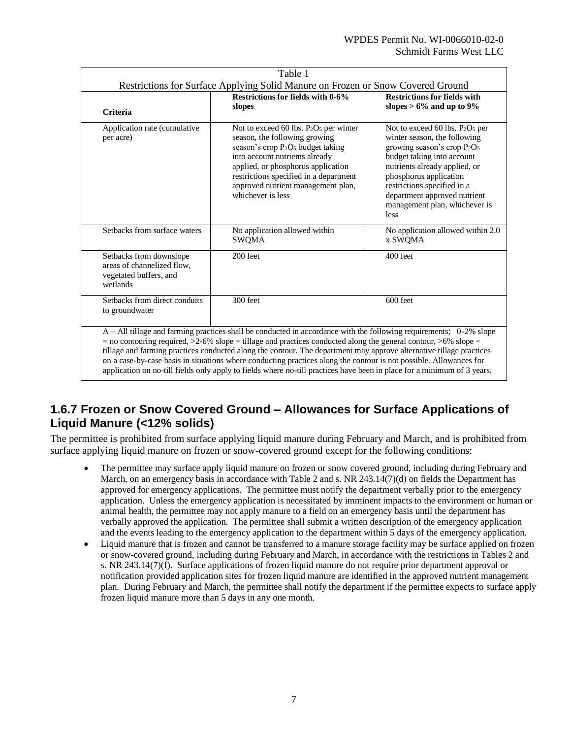| Table 1<br>Restrictions for Surface Applying Solid Manure on Frozen or Snow Covered Ground | | |
|---|---|---|
| **Criteria** | **Restrictions for fields with 0-6% slopes** | **Restrictions for fields with slopes > 6% and up to 9%** |
| Application rate (cumulative per acre) | Not to exceed 60 lbs. $P_2O_5$ per winter season, the following growing season's crop $P_2O_5$ budget taking into account nutrients already applied, or phosphorus application restrictions specified in a department approved nutrient management plan, whichever is less | Not to exceed 60 lbs. $P_2O_5$ per winter season, the following growing season's crop $P_2O_5$ budget taking into account nutrients already applied, or phosphorus application restrictions specified in a department approved nutrient management plan, whichever is less |
| Setbacks from surface waters | No application allowed within SWQMA | No application allowed within 2.0 x SWQMA |
| Setbacks from downslope areas of channelized flow, vegetated buffers, and wetlands | 200 feet | 400 feet |
| Setbacks from direct conduits to groundwater | 300 feet | 600 feet |
| A – All tillage and farming practices shall be conducted in accordance with the following requirements; 0-2% slope = no contouring required, >2-6% slope = tillage and practices conducted along the general contour, >6% slope = tillage and farming practices conducted along the contour. The department may approve alternative tillage practices on a case-by-case basis in situations where conducting practices along the contour is not possible. Allowances for application on no-till fields only apply to fields where no-till practices have been in place for a minimum of 3 years. | | |

## 1.6.7 Frozen or Snow Covered Ground – Allowances for Surface Applications of Liquid Manure (<12% solids)

The permittee is prohibited from surface applying liquid manure during February and March, and is prohibited from surface applying liquid manure on frozen or snow-covered ground except for the following conditions:

- The permittee may surface apply liquid manure on frozen or snow covered ground, including during February and March, on an emergency basis in accordance with Table 2 and s. NR 243.14(7)(d) on fields the Department has approved for emergency applications. The permittee must notify the department verbally prior to the emergency application. Unless the emergency application is necessitated by imminent impacts to the environment or human or animal health, the permittee may not apply manure to a field on an emergency basis until the department has verbally approved the application. The permittee shall submit a written description of the emergency application and the events leading to the emergency application to the department within 5 days of the emergency application.
- Liquid manure that is frozen and cannot be transferred to a manure storage facility may be surface applied on frozen or snow-covered ground, including during February and March, in accordance with the restrictions in Tables 2 and s. NR 243.14(7)(f). Surface applications of frozen liquid manure do not require prior department approval or notification provided application sites for frozen liquid manure are identified in the approved nutrient management plan. During February and March, the permittee shall notify the department if the permittee expects to surface apply frozen liquid manure more than 5 days in any one month.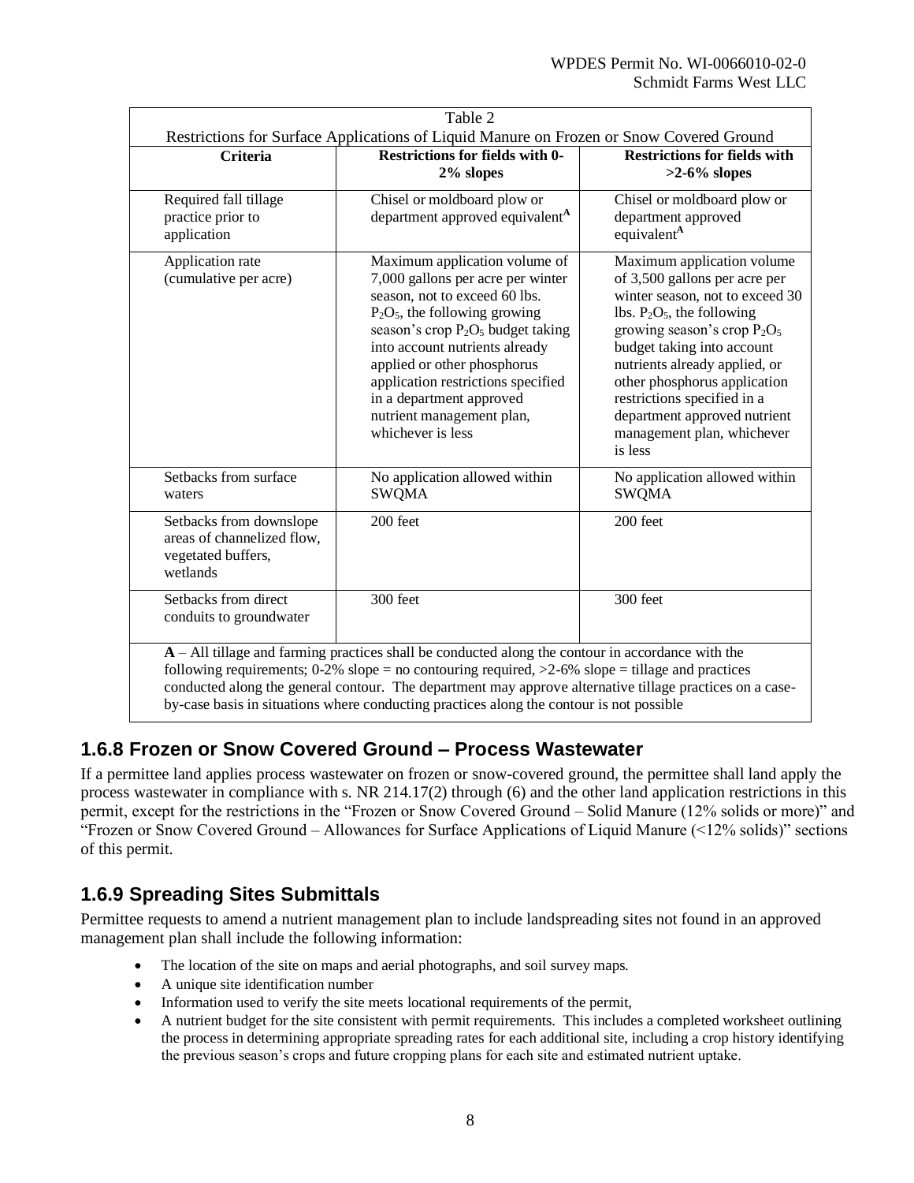| Table 2 | | |
|---|---|---|
| Restrictions for Surface Applications of Liquid Manure on Frozen or Snow Covered Ground | | |
| **Criteria** | **Restrictions for fields with 0-2% slopes** | **Restrictions for fields with >2-6% slopes** |
| Required fall tillage practice prior to application | Chisel or moldboard plow or department approved equivalent[A] | Chisel or moldboard plow or department approved equivalent[A] |
| Application rate (cumulative per acre) | Maximum application volume of 7,000 gallons per acre per winter season, not to exceed 60 lbs. $P_2O_5$, the following growing season's crop $P_2O_5$ budget taking into account nutrients already applied or other phosphorus application restrictions specified in a department approved nutrient management plan, whichever is less | Maximum application volume of 3,500 gallons per acre per winter season, not to exceed 30 lbs. $P_2O_5$, the following growing season's crop $P_2O_5$ budget taking into account nutrients already applied, or other phosphorus application restrictions specified in a department approved nutrient management plan, whichever is less |
| Setbacks from surface waters | No application allowed within SWQMA | No application allowed within SWQMA |
| Setbacks from downslope areas of channelized flow, vegetated buffers, wetlands | 200 feet | 200 feet |
| Setbacks from direct conduits to groundwater | 300 feet | 300 feet |
| **A** – All tillage and farming practices shall be conducted along the contour in accordance with the following requirements; 0-2% slope = no contouring required, >2-6% slope = tillage and practices conducted along the general contour. The department may approve alternative tillage practices on a case-by-case basis in situations where conducting practices along the contour is not possible | | |

## 1.6.8 Frozen or Snow Covered Ground – Process Wastewater

If a permittee land applies process wastewater on frozen or snow-covered ground, the permittee shall land apply the process wastewater in compliance with s. NR 214.17(2) through (6) and the other land application restrictions in this permit, except for the restrictions in the "Frozen or Snow Covered Ground – Solid Manure (12% solids or more)" and "Frozen or Snow Covered Ground – Allowances for Surface Applications of Liquid Manure (<12% solids)" sections of this permit.

## 1.6.9 Spreading Sites Submittals

Permittee requests to amend a nutrient management plan to include landspreading sites not found in an approved management plan shall include the following information:

- The location of the site on maps and aerial photographs, and soil survey maps.
- A unique site identification number
- Information used to verify the site meets locational requirements of the permit,
- A nutrient budget for the site consistent with permit requirements. This includes a completed worksheet outlining the process in determining appropriate spreading rates for each additional site, including a crop history identifying the previous season's crops and future cropping plans for each site and estimated nutrient uptake.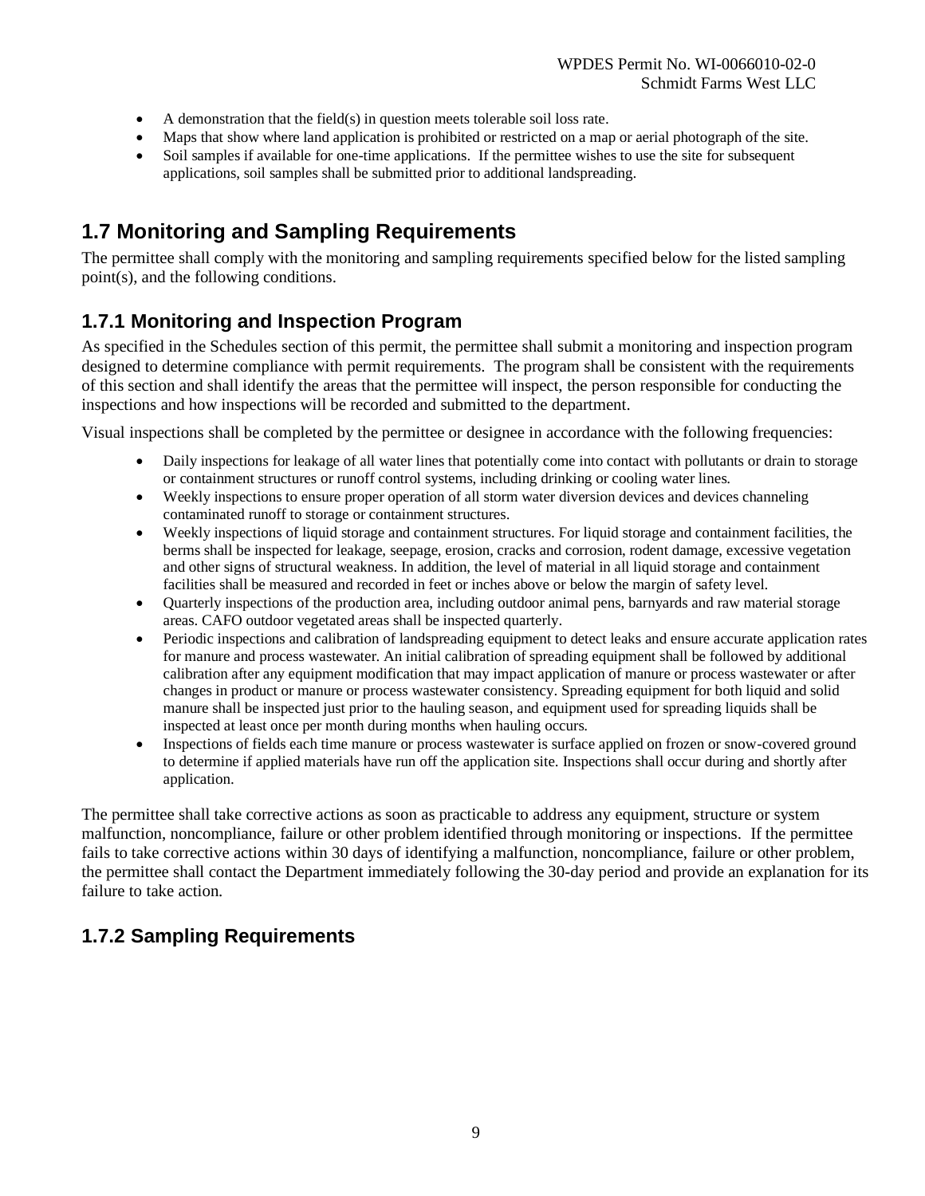- A demonstration that the field(s) in question meets tolerable soil loss rate.
- Maps that show where land application is prohibited or restricted on a map or aerial photograph of the site.
- Soil samples if available for one-time applications. If the permittee wishes to use the site for subsequent applications, soil samples shall be submitted prior to additional landspreading.

## 1.7 Monitoring and Sampling Requirements

The permittee shall comply with the monitoring and sampling requirements specified below for the listed sampling point(s), and the following conditions.

### 1.7.1 Monitoring and Inspection Program

As specified in the Schedules section of this permit, the permittee shall submit a monitoring and inspection program designed to determine compliance with permit requirements. The program shall be consistent with the requirements of this section and shall identify the areas that the permittee will inspect, the person responsible for conducting the inspections and how inspections will be recorded and submitted to the department.

Visual inspections shall be completed by the permittee or designee in accordance with the following frequencies:

- Daily inspections for leakage of all water lines that potentially come into contact with pollutants or drain to storage or containment structures or runoff control systems, including drinking or cooling water lines.
- Weekly inspections to ensure proper operation of all storm water diversion devices and devices channeling contaminated runoff to storage or containment structures.
- Weekly inspections of liquid storage and containment structures. For liquid storage and containment facilities, the berms shall be inspected for leakage, seepage, erosion, cracks and corrosion, rodent damage, excessive vegetation and other signs of structural weakness. In addition, the level of material in all liquid storage and containment facilities shall be measured and recorded in feet or inches above or below the margin of safety level.
- Quarterly inspections of the production area, including outdoor animal pens, barnyards and raw material storage areas. CAFO outdoor vegetated areas shall be inspected quarterly.
- Periodic inspections and calibration of landspreading equipment to detect leaks and ensure accurate application rates for manure and process wastewater. An initial calibration of spreading equipment shall be followed by additional calibration after any equipment modification that may impact application of manure or process wastewater or after changes in product or manure or process wastewater consistency. Spreading equipment for both liquid and solid manure shall be inspected just prior to the hauling season, and equipment used for spreading liquids shall be inspected at least once per month during months when hauling occurs.
- Inspections of fields each time manure or process wastewater is surface applied on frozen or snow-covered ground to determine if applied materials have run off the application site. Inspections shall occur during and shortly after application.

The permittee shall take corrective actions as soon as practicable to address any equipment, structure or system malfunction, noncompliance, failure or other problem identified through monitoring or inspections. If the permittee fails to take corrective actions within 30 days of identifying a malfunction, noncompliance, failure or other problem, the permittee shall contact the Department immediately following the 30-day period and provide an explanation for its failure to take action.

### 1.7.2 Sampling Requirements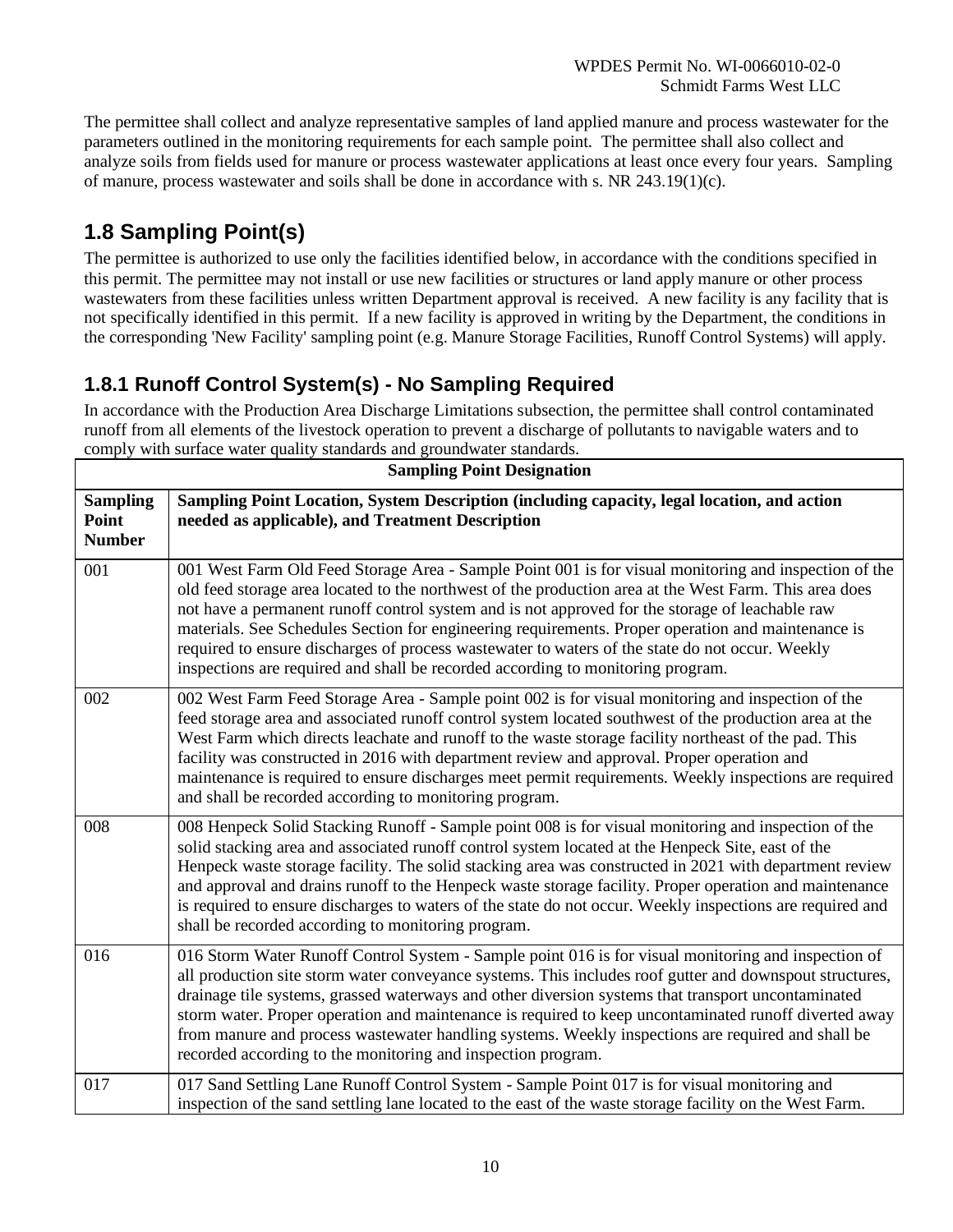The permittee shall collect and analyze representative samples of land applied manure and process wastewater for the parameters outlined in the monitoring requirements for each sample point. The permittee shall also collect and analyze soils from fields used for manure or process wastewater applications at least once every four years. Sampling of manure, process wastewater and soils shall be done in accordance with s. NR 243.19(1)(c).

## 1.8 Sampling Point(s)

The permittee is authorized to use only the facilities identified below, in accordance with the conditions specified in this permit. The permittee may not install or use new facilities or structures or land apply manure or other process wastewaters from these facilities unless written Department approval is received. A new facility is any facility that is not specifically identified in this permit. If a new facility is approved in writing by the Department, the conditions in the corresponding 'New Facility' sampling point (e.g. Manure Storage Facilities, Runoff Control Systems) will apply.

### 1.8.1 Runoff Control System(s) - No Sampling Required

In accordance with the Production Area Discharge Limitations subsection, the permittee shall control contaminated runoff from all elements of the livestock operation to prevent a discharge of pollutants to navigable waters and to comply with surface water quality standards and groundwater standards.

| Sampling Point Designation | |
|---|---|
| **Sampling Point Number** | **Sampling Point Location, System Description (including capacity, legal location, and action needed as applicable), and Treatment Description** |
| 001 | 001 West Farm Old Feed Storage Area - Sample Point 001 is for visual monitoring and inspection of the old feed storage area located to the northwest of the production area at the West Farm. This area does not have a permanent runoff control system and is not approved for the storage of leachable raw materials. See Schedules Section for engineering requirements. Proper operation and maintenance is required to ensure discharges of process wastewater to waters of the state do not occur. Weekly inspections are required and shall be recorded according to monitoring program. |
| 002 | 002 West Farm Feed Storage Area - Sample point 002 is for visual monitoring and inspection of the feed storage area and associated runoff control system located southwest of the production area at the West Farm which directs leachate and runoff to the waste storage facility northeast of the pad. This facility was constructed in 2016 with department review and approval. Proper operation and maintenance is required to ensure discharges meet permit requirements. Weekly inspections are required and shall be recorded according to monitoring program. |
| 008 | 008 Henpeck Solid Stacking Runoff - Sample point 008 is for visual monitoring and inspection of the solid stacking area and associated runoff control system located at the Henpeck Site, east of the Henpeck waste storage facility. The solid stacking area was constructed in 2021 with department review and approval and drains runoff to the Henpeck waste storage facility. Proper operation and maintenance is required to ensure discharges to waters of the state do not occur. Weekly inspections are required and shall be recorded according to monitoring program. |
| 016 | 016 Storm Water Runoff Control System - Sample point 016 is for visual monitoring and inspection of all production site storm water conveyance systems. This includes roof gutter and downspout structures, drainage tile systems, grassed waterways and other diversion systems that transport uncontaminated storm water. Proper operation and maintenance is required to keep uncontaminated runoff diverted away from manure and process wastewater handling systems. Weekly inspections are required and shall be recorded according to the monitoring and inspection program. |
| 017 | 017 Sand Settling Lane Runoff Control System - Sample Point 017 is for visual monitoring and inspection of the sand settling lane located to the east of the waste storage facility on the West Farm. |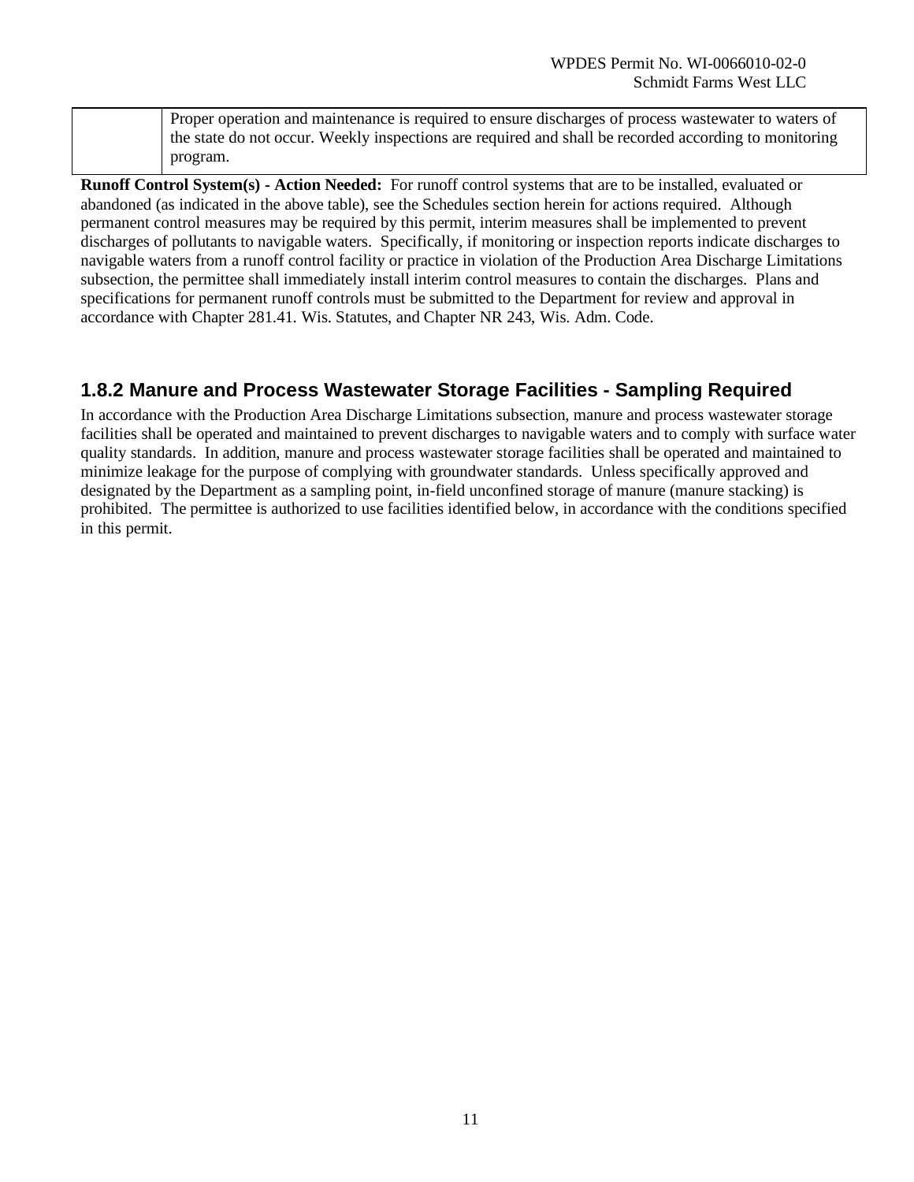| | |
|---|---|
| | Proper operation and maintenance is required to ensure discharges of process wastewater to waters of the state do not occur. Weekly inspections are required and shall be recorded according to monitoring program. |

**Runoff Control System(s) - Action Needed:** For runoff control systems that are to be installed, evaluated or abandoned (as indicated in the above table), see the Schedules section herein for actions required. Although permanent control measures may be required by this permit, interim measures shall be implemented to prevent discharges of pollutants to navigable waters. Specifically, if monitoring or inspection reports indicate discharges to navigable waters from a runoff control facility or practice in violation of the Production Area Discharge Limitations subsection, the permittee shall immediately install interim control measures to contain the discharges. Plans and specifications for permanent runoff controls must be submitted to the Department for review and approval in accordance with Chapter 281.41. Wis. Statutes, and Chapter NR 243, Wis. Adm. Code.

### 1.8.2 Manure and Process Wastewater Storage Facilities - Sampling Required

In accordance with the Production Area Discharge Limitations subsection, manure and process wastewater storage facilities shall be operated and maintained to prevent discharges to navigable waters and to comply with surface water quality standards. In addition, manure and process wastewater storage facilities shall be operated and maintained to minimize leakage for the purpose of complying with groundwater standards. Unless specifically approved and designated by the Department as a sampling point, in-field unconfined storage of manure (manure stacking) is prohibited. The permittee is authorized to use facilities identified below, in accordance with the conditions specified in this permit.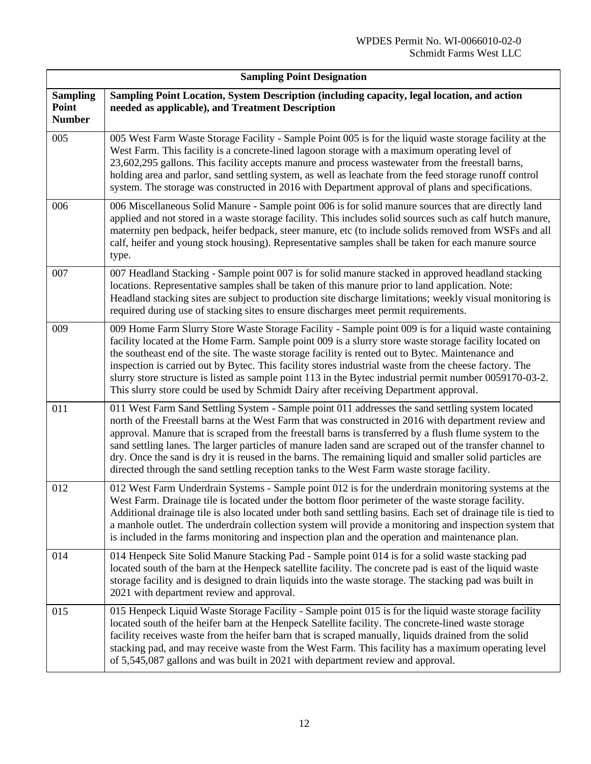| Sampling Point Designation | |
|---|---|
| **Sampling Point Number** | **Sampling Point Location, System Description (including capacity, legal location, and action needed as applicable), and Treatment Description** |
| 005 | 005 West Farm Waste Storage Facility - Sample Point 005 is for the liquid waste storage facility at the West Farm. This facility is a concrete-lined lagoon storage with a maximum operating level of 23,602,295 gallons. This facility accepts manure and process wastewater from the freestall barns, holding area and parlor, sand settling system, as well as leachate from the feed storage runoff control system. The storage was constructed in 2016 with Department approval of plans and specifications. |
| 006 | 006 Miscellaneous Solid Manure - Sample point 006 is for solid manure sources that are directly land applied and not stored in a waste storage facility. This includes solid sources such as calf hutch manure, maternity pen bedpack, heifer bedpack, steer manure, etc (to include solids removed from WSFs and all calf, heifer and young stock housing). Representative samples shall be taken for each manure source type. |
| 007 | 007 Headland Stacking - Sample point 007 is for solid manure stacked in approved headland stacking locations. Representative samples shall be taken of this manure prior to land application. Note: Headland stacking sites are subject to production site discharge limitations; weekly visual monitoring is required during use of stacking sites to ensure discharges meet permit requirements. |
| 009 | 009 Home Farm Slurry Store Waste Storage Facility - Sample point 009 is for a liquid waste containing facility located at the Home Farm. Sample point 009 is a slurry store waste storage facility located on the southeast end of the site. The waste storage facility is rented out to Bytec. Maintenance and inspection is carried out by Bytec. This facility stores industrial waste from the cheese factory. The slurry store structure is listed as sample point 113 in the Bytec industrial permit number 0059170-03-2. This slurry store could be used by Schmidt Dairy after receiving Department approval. |
| 011 | 011 West Farm Sand Settling System - Sample point 011 addresses the sand settling system located north of the Freestall barns at the West Farm that was constructed in 2016 with department review and approval. Manure that is scraped from the freestall barns is transferred by a flush flume system to the sand settling lanes. The larger particles of manure laden sand are scraped out of the transfer channel to dry. Once the sand is dry it is reused in the barns. The remaining liquid and smaller solid particles are directed through the sand settling reception tanks to the West Farm waste storage facility. |
| 012 | 012 West Farm Underdrain Systems - Sample point 012 is for the underdrain monitoring systems at the West Farm. Drainage tile is located under the bottom floor perimeter of the waste storage facility. Additional drainage tile is also located under both sand settling basins. Each set of drainage tile is tied to a manhole outlet. The underdrain collection system will provide a monitoring and inspection system that is included in the farms monitoring and inspection plan and the operation and maintenance plan. |
| 014 | 014 Henpeck Site Solid Manure Stacking Pad - Sample point 014 is for a solid waste stacking pad located south of the barn at the Henpeck satellite facility. The concrete pad is east of the liquid waste storage facility and is designed to drain liquids into the waste storage. The stacking pad was built in 2021 with department review and approval. |
| 015 | 015 Henpeck Liquid Waste Storage Facility - Sample point 015 is for the liquid waste storage facility located south of the heifer barn at the Henpeck Satellite facility. The concrete-lined waste storage facility receives waste from the heifer barn that is scraped manually, liquids drained from the solid stacking pad, and may receive waste from the West Farm. This facility has a maximum operating level of 5,545,087 gallons and was built in 2021 with department review and approval. |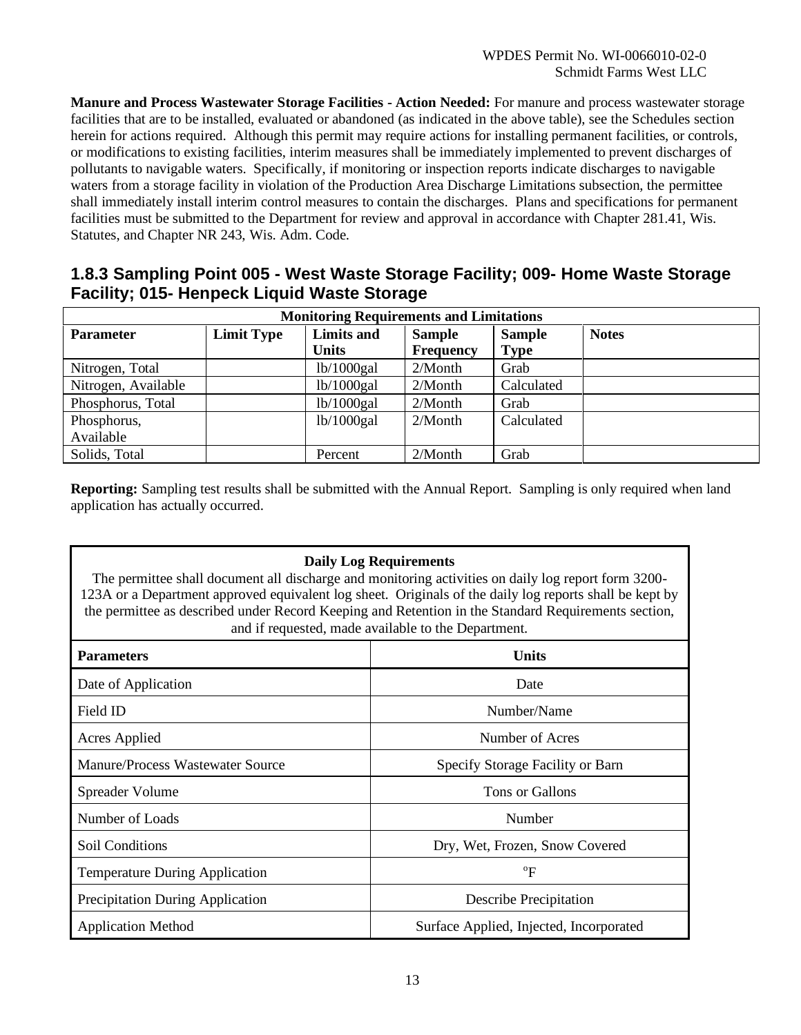**Manure and Process Wastewater Storage Facilities - Action Needed:** For manure and process wastewater storage facilities that are to be installed, evaluated or abandoned (as indicated in the above table), see the Schedules section herein for actions required. Although this permit may require actions for installing permanent facilities, or controls, or modifications to existing facilities, interim measures shall be immediately implemented to prevent discharges of pollutants to navigable waters. Specifically, if monitoring or inspection reports indicate discharges to navigable waters from a storage facility in violation of the Production Area Discharge Limitations subsection, the permittee shall immediately install interim control measures to contain the discharges. Plans and specifications for permanent facilities must be submitted to the Department for review and approval in accordance with Chapter 281.41, Wis. Statutes, and Chapter NR 243, Wis. Adm. Code.

### 1.8.3 Sampling Point 005 - West Waste Storage Facility; 009- Home Waste Storage Facility; 015- Henpeck Liquid Waste Storage

| Monitoring Requirements and Limitations | | | | | |
|---|---|---|---|---|---|
| **Parameter** | **Limit Type** | **Limits and Units** | **Sample Frequency** | **Sample Type** | **Notes** |
| Nitrogen, Total | | lb/1000gal | 2/Month | Grab | |
| Nitrogen, Available | | lb/1000gal | 2/Month | Calculated | |
| Phosphorus, Total | | lb/1000gal | 2/Month | Grab | |
| Phosphorus, Available | | lb/1000gal | 2/Month | Calculated | |
| Solids, Total | | Percent | 2/Month | Grab | |

**Reporting:** Sampling test results shall be submitted with the Annual Report. Sampling is only required when land application has actually occurred.

| **Daily Log Requirements** The permittee shall document all discharge and monitoring activities on daily log report form 3200-123A or a Department approved equivalent log sheet. Originals of the daily log reports shall be kept by the permittee as described under Record Keeping and Retention in the Standard Requirements section, and if requested, made available to the Department. | |
|---|---|
| **Parameters** | **Units** |
| Date of Application | Date |
| Field ID | Number/Name |
| Acres Applied | Number of Acres |
| Manure/Process Wastewater Source | Specify Storage Facility or Barn |
| Spreader Volume | Tons or Gallons |
| Number of Loads | Number |
| Soil Conditions | Dry, Wet, Frozen, Snow Covered |
| Temperature During Application | °F |
| Precipitation During Application | Describe Precipitation |
| Application Method | Surface Applied, Injected, Incorporated |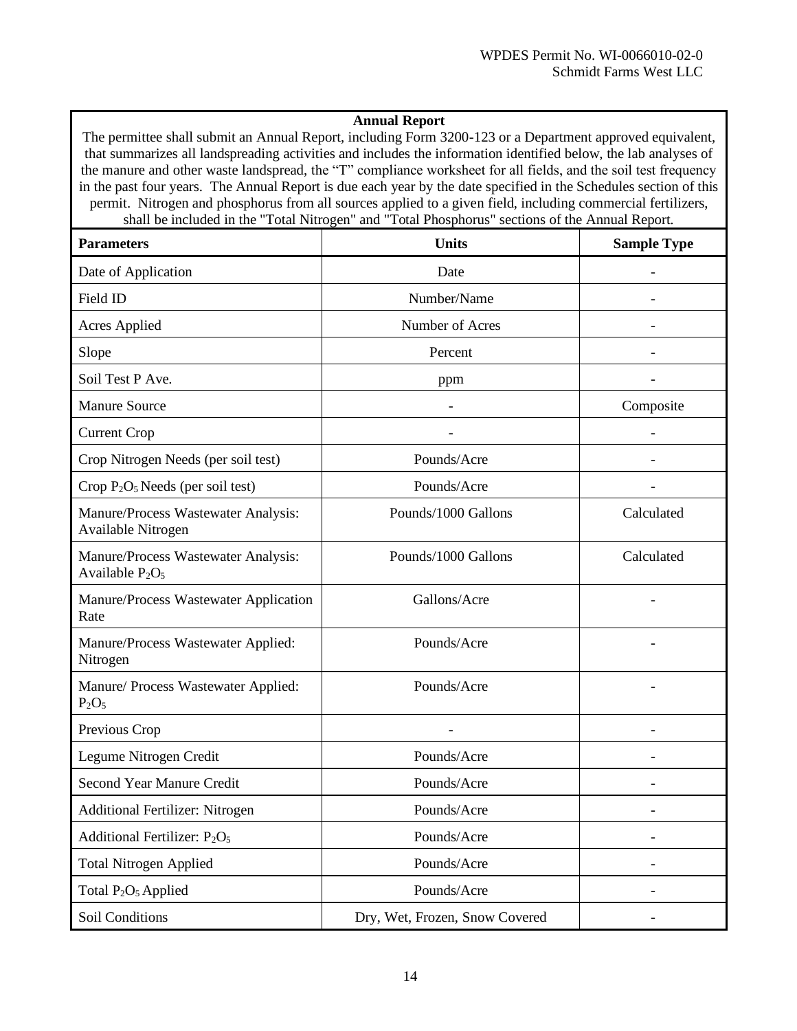**Annual Report**

The permittee shall submit an Annual Report, including Form 3200-123 or a Department approved equivalent, that summarizes all landspreading activities and includes the information identified below, the lab analyses of the manure and other waste landspread, the "T" compliance worksheet for all fields, and the soil test frequency in the past four years. The Annual Report is due each year by the date specified in the Schedules section of this permit. Nitrogen and phosphorus from all sources applied to a given field, including commercial fertilizers, shall be included in the "Total Nitrogen" and "Total Phosphorus" sections of the Annual Report.

| Parameters | Units | Sample Type |
|---|---|---|
| Date of Application | Date | - |
| Field ID | Number/Name | - |
| Acres Applied | Number of Acres | - |
| Slope | Percent | - |
| Soil Test P Ave. | ppm | - |
| Manure Source | - | Composite |
| Current Crop | - | - |
| Crop Nitrogen Needs (per soil test) | Pounds/Acre | - |
| Crop $P_2O_5$ Needs (per soil test) | Pounds/Acre | - |
| Manure/Process Wastewater Analysis: Available Nitrogen | Pounds/1000 Gallons | Calculated |
| Manure/Process Wastewater Analysis: Available $P_2O_5$ | Pounds/1000 Gallons | Calculated |
| Manure/Process Wastewater Application Rate | Gallons/Acre | - |
| Manure/Process Wastewater Applied: Nitrogen | Pounds/Acre | - |
| Manure/ Process Wastewater Applied: $P_2O_5$ | Pounds/Acre | - |
| Previous Crop | - | - |
| Legume Nitrogen Credit | Pounds/Acre | - |
| Second Year Manure Credit | Pounds/Acre | - |
| Additional Fertilizer: Nitrogen | Pounds/Acre | - |
| Additional Fertilizer: $P_2O_5$ | Pounds/Acre | - |
| Total Nitrogen Applied | Pounds/Acre | - |
| Total $P_2O_5$ Applied | Pounds/Acre | - |
| Soil Conditions | Dry, Wet, Frozen, Snow Covered | - |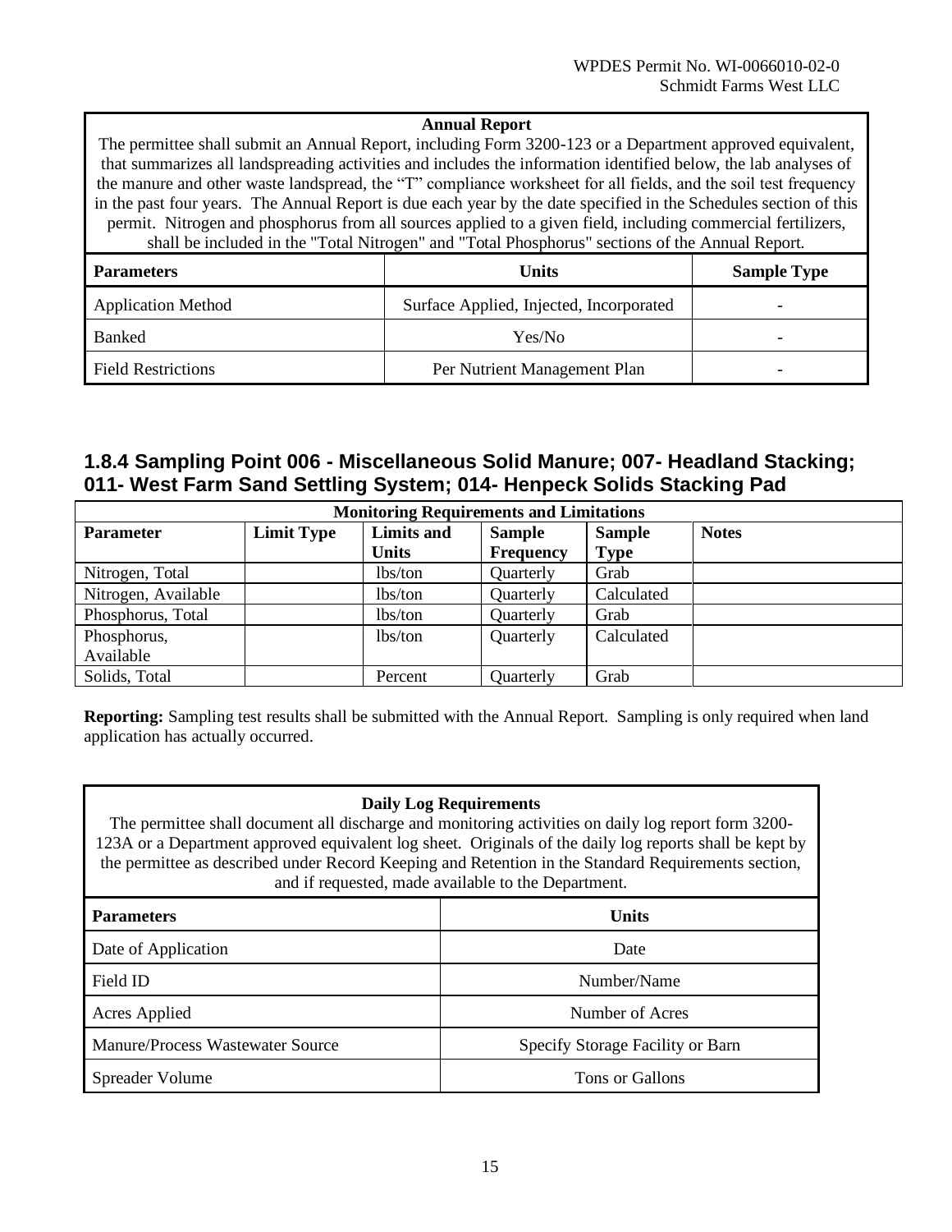| **Annual Report**<br>The permittee shall submit an Annual Report, including Form 3200-123 or a Department approved equivalent, that summarizes all landspreading activities and includes the information identified below, the lab analyses of the manure and other waste landspread, the "T" compliance worksheet for all fields, and the soil test frequency in the past four years. The Annual Report is due each year by the date specified in the Schedules section of this permit. Nitrogen and phosphorus from all sources applied to a given field, including commercial fertilizers, shall be included in the "Total Nitrogen" and "Total Phosphorus" sections of the Annual Report. | | |
|---|---|---|
| **Parameters** | **Units** | **Sample Type** |
| Application Method | Surface Applied, Injected, Incorporated | - |
| Banked | Yes/No | - |
| Field Restrictions | Per Nutrient Management Plan | - |

### 1.8.4 Sampling Point 006 - Miscellaneous Solid Manure; 007- Headland Stacking; 011- West Farm Sand Settling System; 014- Henpeck Solids Stacking Pad

| **Monitoring Requirements and Limitations** | | | | | |
|---|---|---|---|---|---|
| **Parameter** | **Limit Type** | **Limits and Units** | **Sample Frequency** | **Sample Type** | **Notes** |
| Nitrogen, Total | | lbs/ton | Quarterly | Grab | |
| Nitrogen, Available | | lbs/ton | Quarterly | Calculated | |
| Phosphorus, Total | | lbs/ton | Quarterly | Grab | |
| Phosphorus, Available | | lbs/ton | Quarterly | Calculated | |
| Solids, Total | | Percent | Quarterly | Grab | |

**Reporting:** Sampling test results shall be submitted with the Annual Report. Sampling is only required when land application has actually occurred.

| **Daily Log Requirements**<br>The permittee shall document all discharge and monitoring activities on daily log report form 3200-123A or a Department approved equivalent log sheet. Originals of the daily log reports shall be kept by the permittee as described under Record Keeping and Retention in the Standard Requirements section, and if requested, made available to the Department. | |
|---|---|
| **Parameters** | **Units** |
| Date of Application | Date |
| Field ID | Number/Name |
| Acres Applied | Number of Acres |
| Manure/Process Wastewater Source | Specify Storage Facility or Barn |
| Spreader Volume | Tons or Gallons |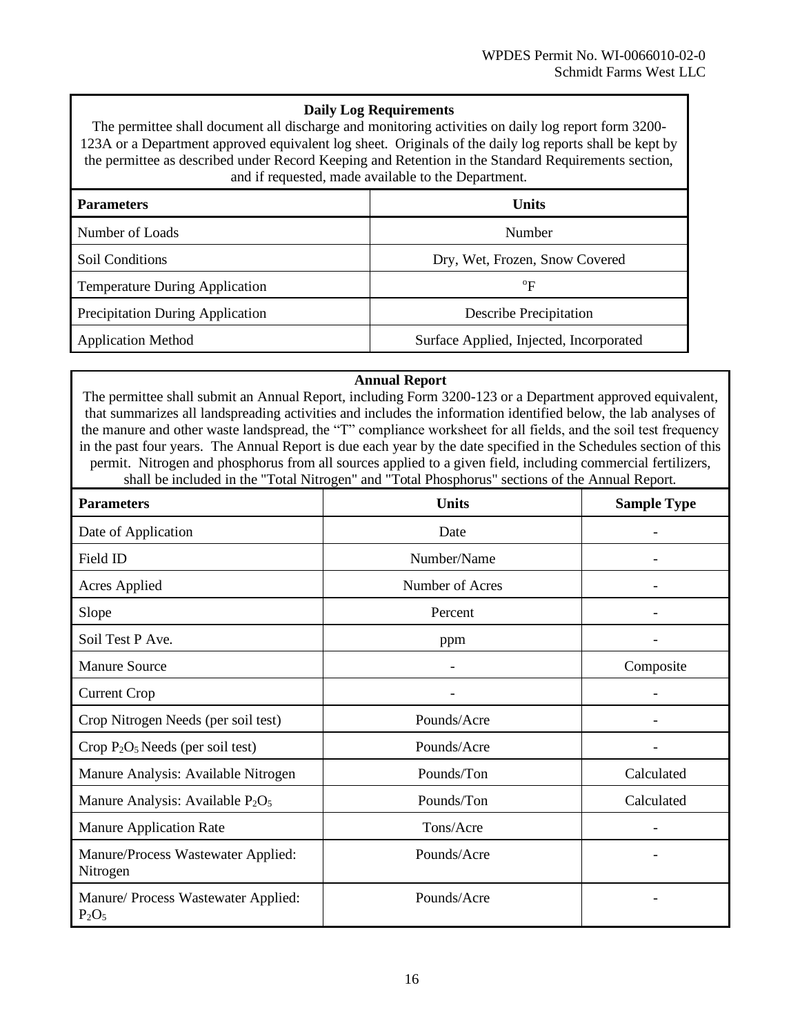| Daily Log Requirements | |
|---|---|
| The permittee shall document all discharge and monitoring activities on daily log report form 3200-123A or a Department approved equivalent log sheet. Originals of the daily log reports shall be kept by the permittee as described under Record Keeping and Retention in the Standard Requirements section, and if requested, made available to the Department. | |
| **Parameters** | **Units** |
| Number of Loads | Number |
| Soil Conditions | Dry, Wet, Frozen, Snow Covered |
| Temperature During Application | °F |
| Precipitation During Application | Describe Precipitation |
| Application Method | Surface Applied, Injected, Incorporated |

| Annual Report | | |
|---|---|---|
| The permittee shall submit an Annual Report, including Form 3200-123 or a Department approved equivalent, that summarizes all landspreading activities and includes the information identified below, the lab analyses of the manure and other waste landspread, the "T" compliance worksheet for all fields, and the soil test frequency in the past four years. The Annual Report is due each year by the date specified in the Schedules section of this permit. Nitrogen and phosphorus from all sources applied to a given field, including commercial fertilizers, shall be included in the "Total Nitrogen" and "Total Phosphorus" sections of the Annual Report. | | |
| **Parameters** | **Units** | **Sample Type** |
| Date of Application | Date | - |
| Field ID | Number/Name | - |
| Acres Applied | Number of Acres | - |
| Slope | Percent | - |
| Soil Test P Ave. | ppm | - |
| Manure Source | - | Composite |
| Current Crop | - | - |
| Crop Nitrogen Needs (per soil test) | Pounds/Acre | - |
| Crop $P_2O_5$ Needs (per soil test) | Pounds/Acre | - |
| Manure Analysis: Available Nitrogen | Pounds/Ton | Calculated |
| Manure Analysis: Available $P_2O_5$ | Pounds/Ton | Calculated |
| Manure Application Rate | Tons/Acre | - |
| Manure/Process Wastewater Applied: Nitrogen | Pounds/Acre | - |
| Manure/ Process Wastewater Applied: $P_2O_5$ | Pounds/Acre | - |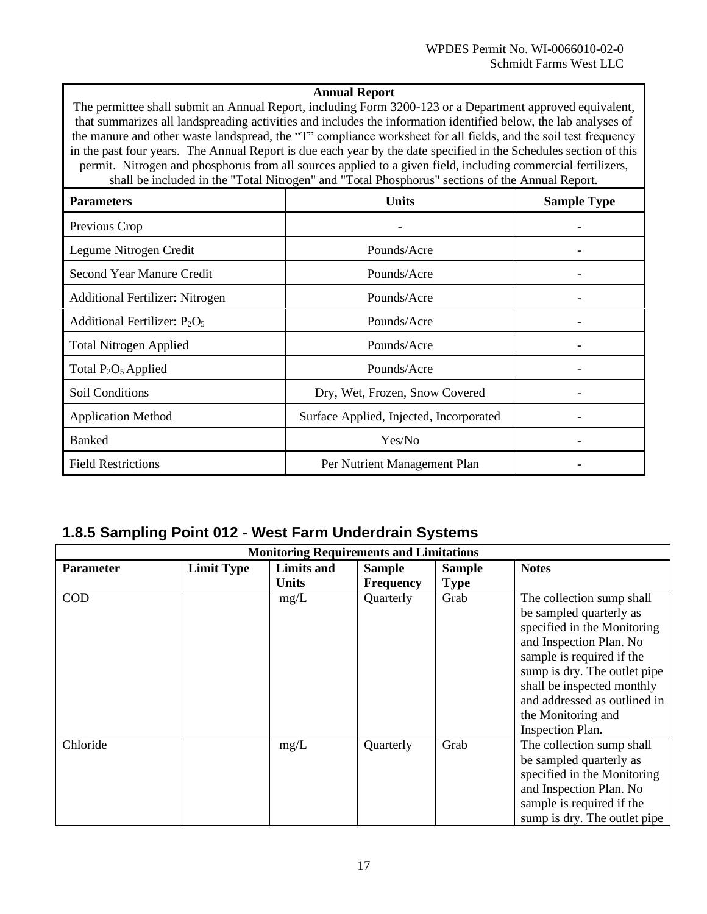| Annual Report<br>The permittee shall submit an Annual Report, including Form 3200-123 or a Department approved equivalent, that summarizes all landspreading activities and includes the information identified below, the lab analyses of the manure and other waste landspread, the "T" compliance worksheet for all fields, and the soil test frequency in the past four years. The Annual Report is due each year by the date specified in the Schedules section of this permit. Nitrogen and phosphorus from all sources applied to a given field, including commercial fertilizers, shall be included in the "Total Nitrogen" and "Total Phosphorus" sections of the Annual Report. | | |
|---|---|---|
| **Parameters** | **Units** | **Sample Type** |
| Previous Crop | - | - |
| Legume Nitrogen Credit | Pounds/Acre | - |
| Second Year Manure Credit | Pounds/Acre | - |
| Additional Fertilizer: Nitrogen | Pounds/Acre | - |
| Additional Fertilizer: $P_2O_5$ | Pounds/Acre | - |
| Total Nitrogen Applied | Pounds/Acre | - |
| Total $P_2O_5$ Applied | Pounds/Acre | - |
| Soil Conditions | Dry, Wet, Frozen, Snow Covered | - |
| Application Method | Surface Applied, Injected, Incorporated | - |
| Banked | Yes/No | - |
| Field Restrictions | Per Nutrient Management Plan | - |

### 1.8.5 Sampling Point 012 - West Farm Underdrain Systems

| Monitoring Requirements and Limitations | | | | | |
|---|---|---|---|---|---|
| **Parameter** | **Limit Type** | **Limits and Units** | **Sample Frequency** | **Sample Type** | **Notes** |
| COD | | mg/L | Quarterly | Grab | The collection sump shall be sampled quarterly as specified in the Monitoring and Inspection Plan. No sample is required if the sump is dry. The outlet pipe shall be inspected monthly and addressed as outlined in the Monitoring and Inspection Plan. |
| Chloride | | mg/L | Quarterly | Grab | The collection sump shall be sampled quarterly as specified in the Monitoring and Inspection Plan. No sample is required if the sump is dry. The outlet pipe |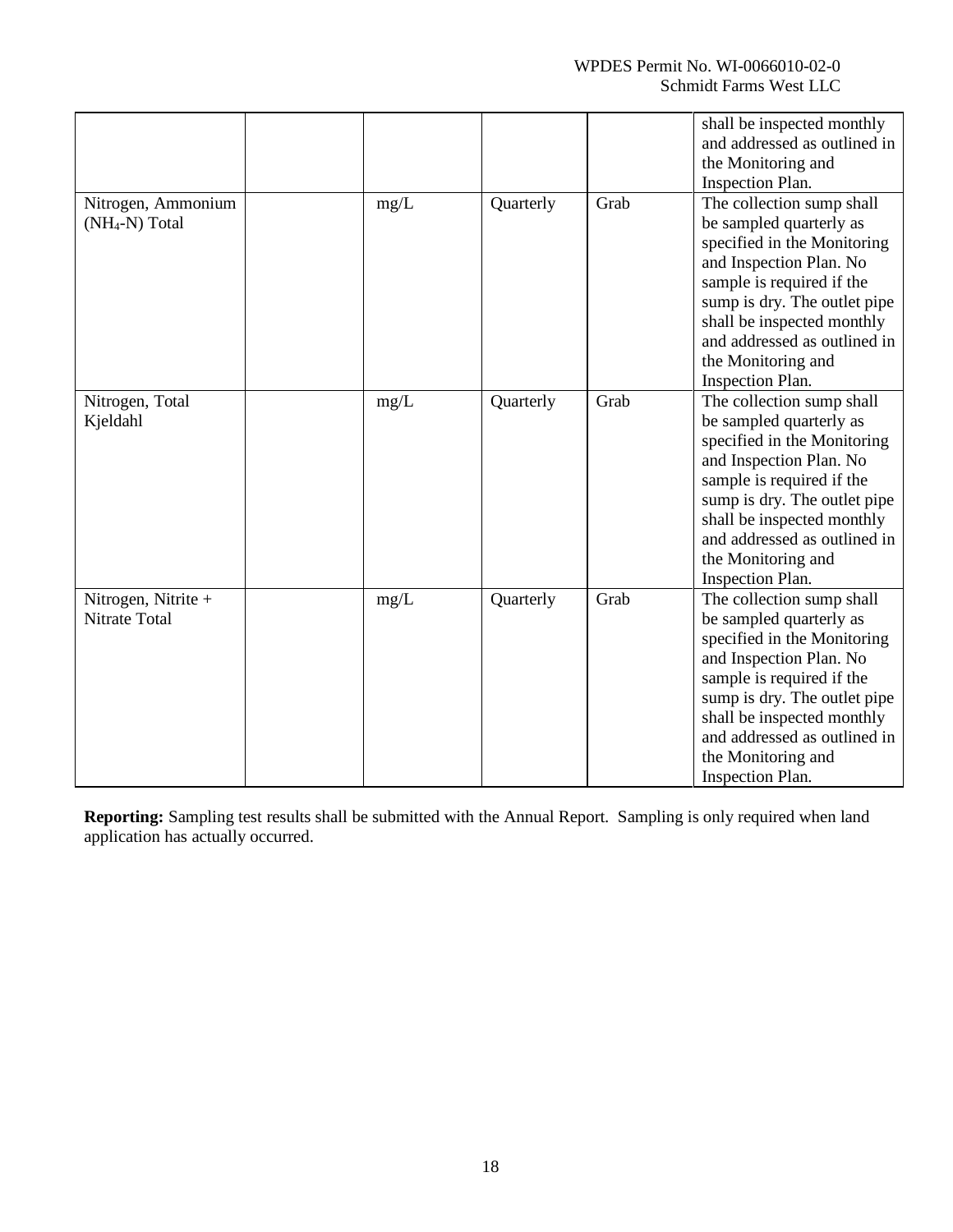| | | | | | |
|---|---|---|---|---|---|
| | | | | | shall be inspected monthly and addressed as outlined in the Monitoring and Inspection Plan. |
| Nitrogen, Ammonium ($NH_4$-N) Total | | mg/L | Quarterly | Grab | The collection sump shall be sampled quarterly as specified in the Monitoring and Inspection Plan. No sample is required if the sump is dry. The outlet pipe shall be inspected monthly and addressed as outlined in the Monitoring and Inspection Plan. |
| Nitrogen, Total Kjeldahl | | mg/L | Quarterly | Grab | The collection sump shall be sampled quarterly as specified in the Monitoring and Inspection Plan. No sample is required if the sump is dry. The outlet pipe shall be inspected monthly and addressed as outlined in the Monitoring and Inspection Plan. |
| Nitrogen, Nitrite + Nitrate Total | | mg/L | Quarterly | Grab | The collection sump shall be sampled quarterly as specified in the Monitoring and Inspection Plan. No sample is required if the sump is dry. The outlet pipe shall be inspected monthly and addressed as outlined in the Monitoring and Inspection Plan. |

**Reporting:** Sampling test results shall be submitted with the Annual Report. Sampling is only required when land application has actually occurred.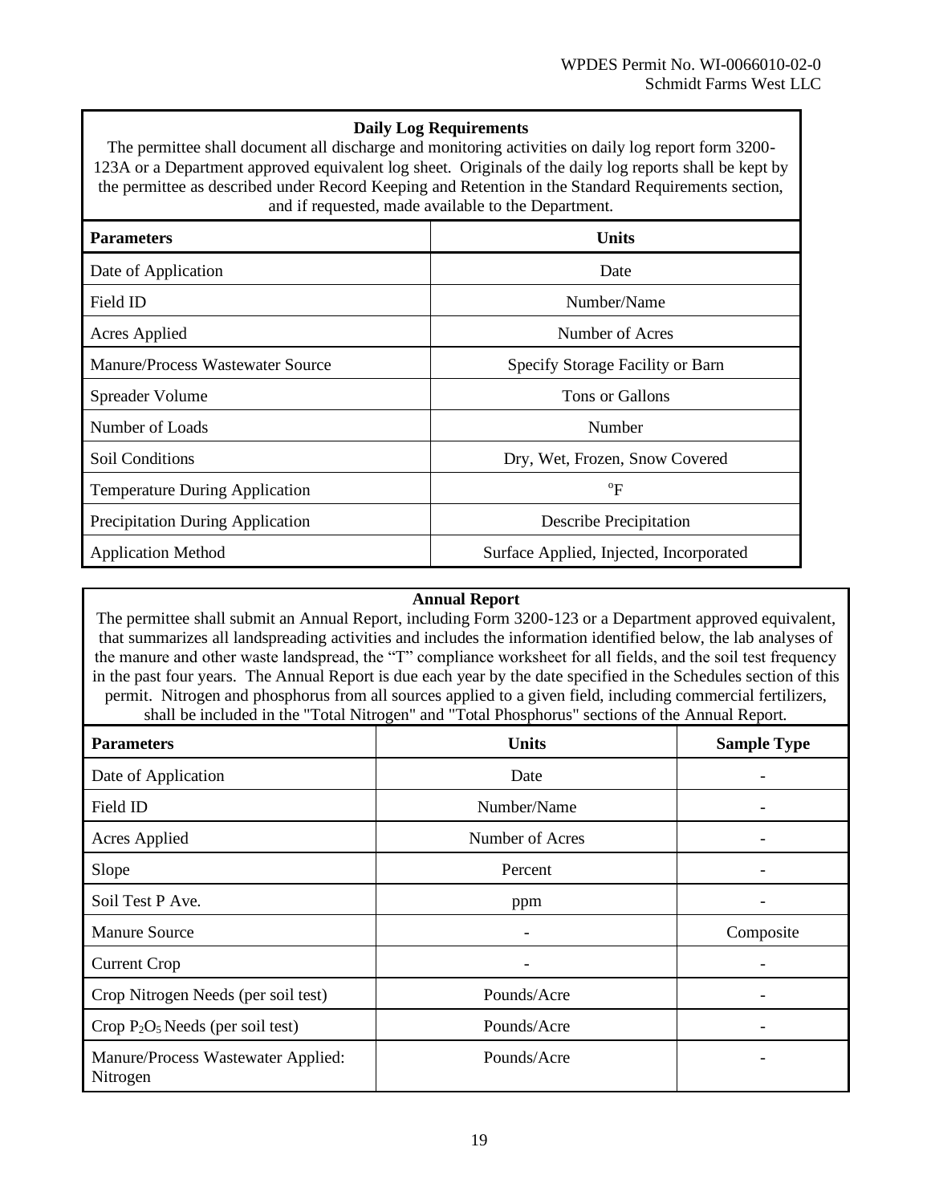**Daily Log Requirements**

The permittee shall document all discharge and monitoring activities on daily log report form 3200-123A or a Department approved equivalent log sheet. Originals of the daily log reports shall be kept by the permittee as described under Record Keeping and Retention in the Standard Requirements section, and if requested, made available to the Department.

| Parameters | Units |
|---|---|
| Date of Application | Date |
| Field ID | Number/Name |
| Acres Applied | Number of Acres |
| Manure/Process Wastewater Source | Specify Storage Facility or Barn |
| Spreader Volume | Tons or Gallons |
| Number of Loads | Number |
| Soil Conditions | Dry, Wet, Frozen, Snow Covered |
| Temperature During Application | $^{o}F$ |
| Precipitation During Application | Describe Precipitation |
| Application Method | Surface Applied, Injected, Incorporated |

**Annual Report**

The permittee shall submit an Annual Report, including Form 3200-123 or a Department approved equivalent, that summarizes all landspreading activities and includes the information identified below, the lab analyses of the manure and other waste landspread, the "T" compliance worksheet for all fields, and the soil test frequency in the past four years. The Annual Report is due each year by the date specified in the Schedules section of this permit. Nitrogen and phosphorus from all sources applied to a given field, including commercial fertilizers, shall be included in the "Total Nitrogen" and "Total Phosphorus" sections of the Annual Report.

| Parameters | Units | Sample Type |
|---|---|---|
| Date of Application | Date | - |
| Field ID | Number/Name | - |
| Acres Applied | Number of Acres | - |
| Slope | Percent | - |
| Soil Test P Ave. | ppm | - |
| Manure Source | - | Composite |
| Current Crop | - | - |
| Crop Nitrogen Needs (per soil test) | Pounds/Acre | - |
| Crop $P_2O_5$ Needs (per soil test) | Pounds/Acre | - |
| Manure/Process Wastewater Applied: Nitrogen | Pounds/Acre | - |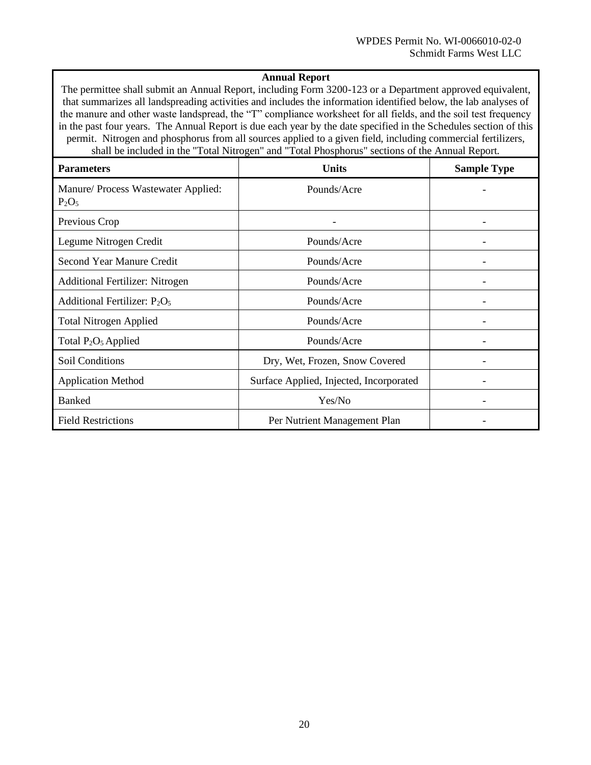**Annual Report**

The permittee shall submit an Annual Report, including Form 3200-123 or a Department approved equivalent, that summarizes all landspreading activities and includes the information identified below, the lab analyses of the manure and other waste landspread, the "T" compliance worksheet for all fields, and the soil test frequency in the past four years. The Annual Report is due each year by the date specified in the Schedules section of this permit. Nitrogen and phosphorus from all sources applied to a given field, including commercial fertilizers, shall be included in the "Total Nitrogen" and "Total Phosphorus" sections of the Annual Report.

| Parameters | Units | Sample Type |
|---|---|---|
| Manure/ Process Wastewater Applied: $P_2O_5$ | Pounds/Acre | - |
| Previous Crop | - | - |
| Legume Nitrogen Credit | Pounds/Acre | - |
| Second Year Manure Credit | Pounds/Acre | - |
| Additional Fertilizer: Nitrogen | Pounds/Acre | - |
| Additional Fertilizer: $P_2O_5$ | Pounds/Acre | - |
| Total Nitrogen Applied | Pounds/Acre | - |
| Total $P_2O_5$ Applied | Pounds/Acre | - |
| Soil Conditions | Dry, Wet, Frozen, Snow Covered | - |
| Application Method | Surface Applied, Injected, Incorporated | - |
| Banked | Yes/No | - |
| Field Restrictions | Per Nutrient Management Plan | - |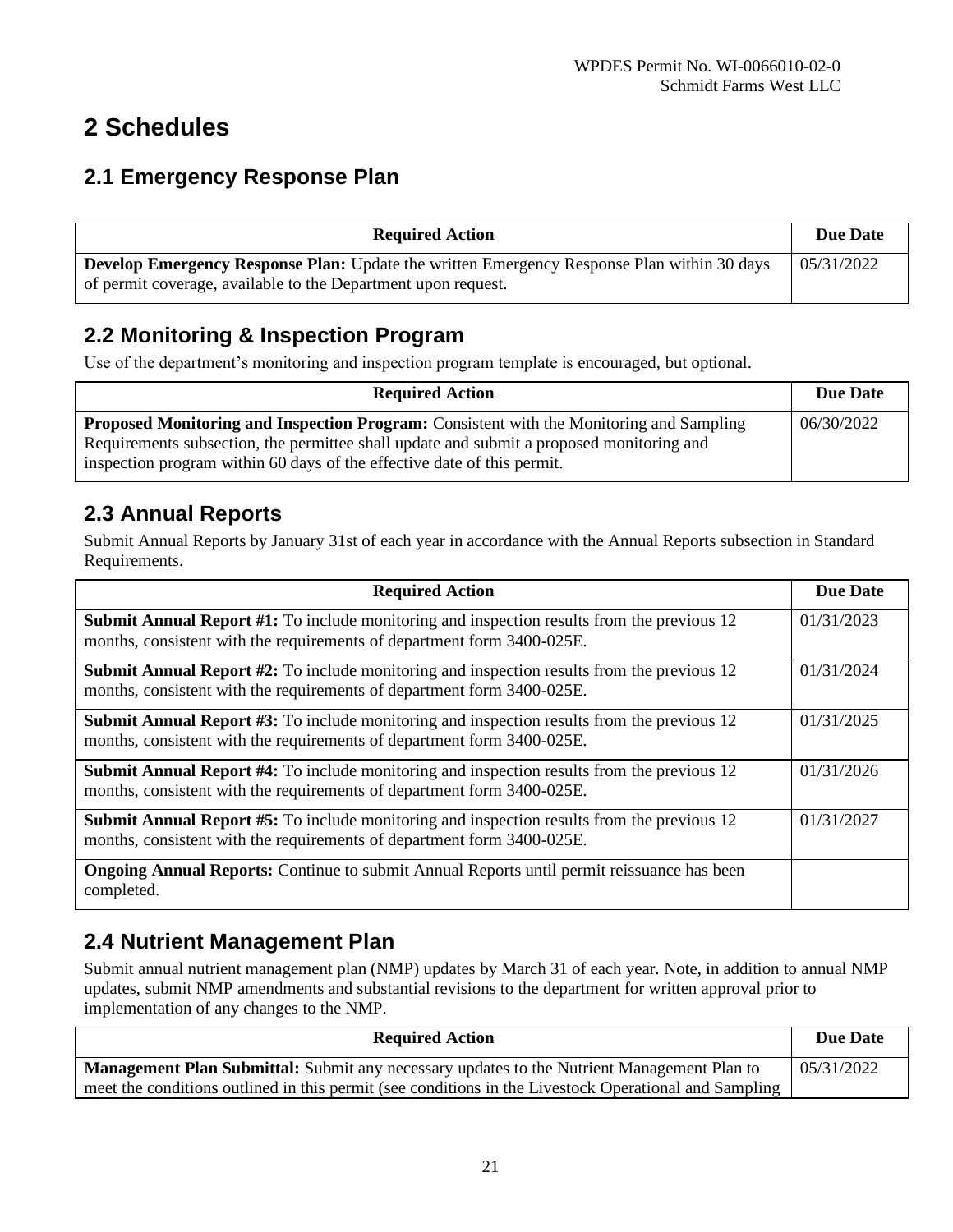# 2 Schedules

## 2.1 Emergency Response Plan

| Required Action | Due Date |
|---|---|
| **Develop Emergency Response Plan:** Update the written Emergency Response Plan within 30 days of permit coverage, available to the Department upon request. | 05/31/2022 |

## 2.2 Monitoring & Inspection Program

Use of the department's monitoring and inspection program template is encouraged, but optional.

| Required Action | Due Date |
|---|---|
| **Proposed Monitoring and Inspection Program:** Consistent with the Monitoring and Sampling Requirements subsection, the permittee shall update and submit a proposed monitoring and inspection program within 60 days of the effective date of this permit. | 06/30/2022 |

## 2.3 Annual Reports

Submit Annual Reports by January 31st of each year in accordance with the Annual Reports subsection in Standard Requirements.

| Required Action | Due Date |
|---|---|
| **Submit Annual Report #1:** To include monitoring and inspection results from the previous 12 months, consistent with the requirements of department form 3400-025E. | 01/31/2023 |
| **Submit Annual Report #2:** To include monitoring and inspection results from the previous 12 months, consistent with the requirements of department form 3400-025E. | 01/31/2024 |
| **Submit Annual Report #3:** To include monitoring and inspection results from the previous 12 months, consistent with the requirements of department form 3400-025E. | 01/31/2025 |
| **Submit Annual Report #4:** To include monitoring and inspection results from the previous 12 months, consistent with the requirements of department form 3400-025E. | 01/31/2026 |
| **Submit Annual Report #5:** To include monitoring and inspection results from the previous 12 months, consistent with the requirements of department form 3400-025E. | 01/31/2027 |
| **Ongoing Annual Reports:** Continue to submit Annual Reports until permit reissuance has been completed. | |

## 2.4 Nutrient Management Plan

Submit annual nutrient management plan (NMP) updates by March 31 of each year. Note, in addition to annual NMP updates, submit NMP amendments and substantial revisions to the department for written approval prior to implementation of any changes to the NMP.

| Required Action | Due Date |
|---|---|
| **Management Plan Submittal:** Submit any necessary updates to the Nutrient Management Plan to meet the conditions outlined in this permit (see conditions in the Livestock Operational and Sampling | 05/31/2022 |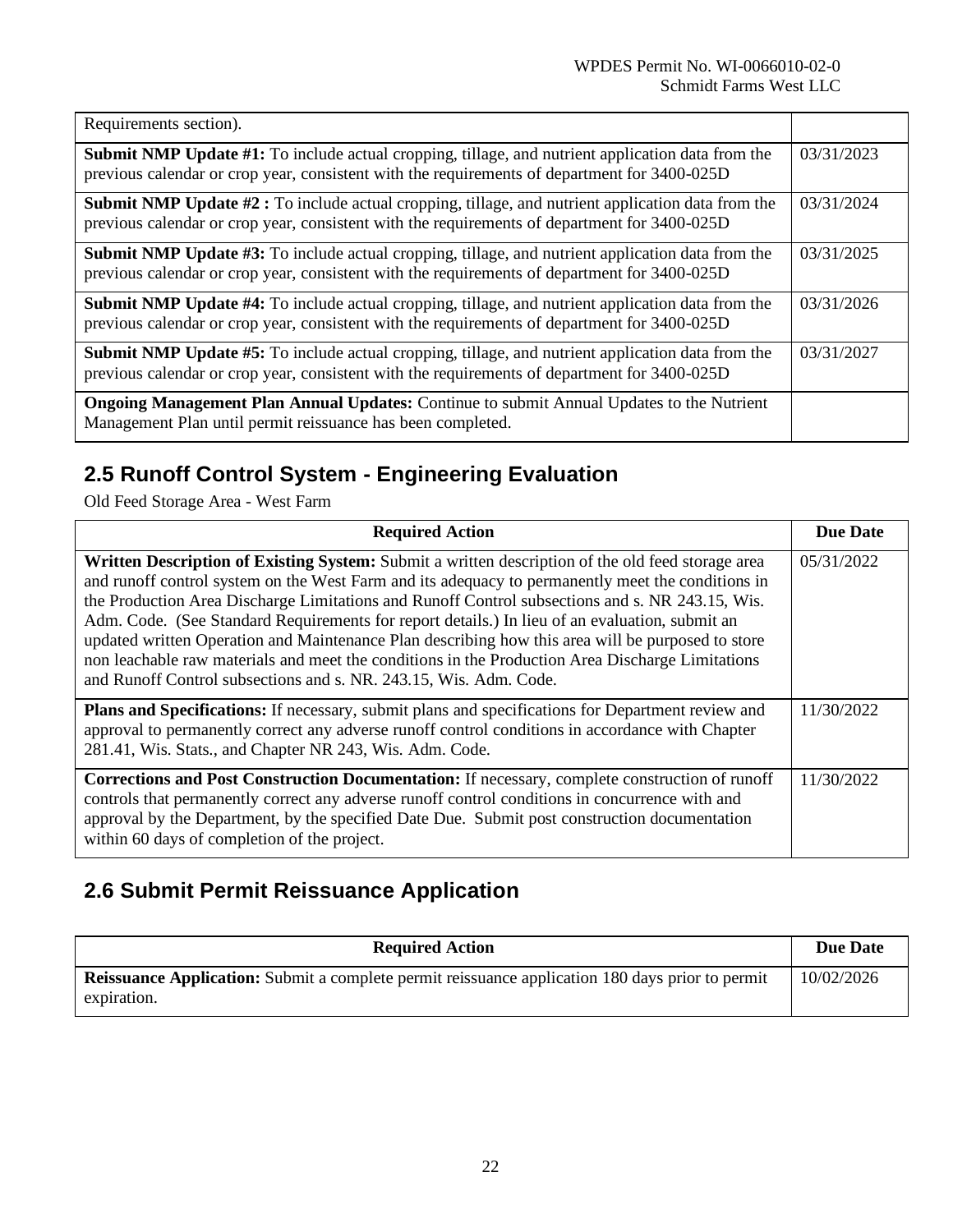| | |
|---|---|
| Requirements section). | |
| **Submit NMP Update #1:** To include actual cropping, tillage, and nutrient application data from the previous calendar or crop year, consistent with the requirements of department for 3400-025D | 03/31/2023 |
| **Submit NMP Update #2 :** To include actual cropping, tillage, and nutrient application data from the previous calendar or crop year, consistent with the requirements of department for 3400-025D | 03/31/2024 |
| **Submit NMP Update #3:** To include actual cropping, tillage, and nutrient application data from the previous calendar or crop year, consistent with the requirements of department for 3400-025D | 03/31/2025 |
| **Submit NMP Update #4:** To include actual cropping, tillage, and nutrient application data from the previous calendar or crop year, consistent with the requirements of department for 3400-025D | 03/31/2026 |
| **Submit NMP Update #5:** To include actual cropping, tillage, and nutrient application data from the previous calendar or crop year, consistent with the requirements of department for 3400-025D | 03/31/2027 |
| **Ongoing Management Plan Annual Updates:** Continue to submit Annual Updates to the Nutrient Management Plan until permit reissuance has been completed. | |

## 2.5 Runoff Control System - Engineering Evaluation

Old Feed Storage Area - West Farm

| Required Action | Due Date |
|---|---|
| **Written Description of Existing System:** Submit a written description of the old feed storage area and runoff control system on the West Farm and its adequacy to permanently meet the conditions in the Production Area Discharge Limitations and Runoff Control subsections and s. NR 243.15, Wis. Adm. Code. (See Standard Requirements for report details.) In lieu of an evaluation, submit an updated written Operation and Maintenance Plan describing how this area will be purposed to store non leachable raw materials and meet the conditions in the Production Area Discharge Limitations and Runoff Control subsections and s. NR. 243.15, Wis. Adm. Code. | 05/31/2022 |
| **Plans and Specifications:** If necessary, submit plans and specifications for Department review and approval to permanently correct any adverse runoff control conditions in accordance with Chapter 281.41, Wis. Stats., and Chapter NR 243, Wis. Adm. Code. | 11/30/2022 |
| **Corrections and Post Construction Documentation:** If necessary, complete construction of runoff controls that permanently correct any adverse runoff control conditions in concurrence with and approval by the Department, by the specified Date Due. Submit post construction documentation within 60 days of completion of the project. | 11/30/2022 |

## 2.6 Submit Permit Reissuance Application

| Required Action | Due Date |
|---|---|
| **Reissuance Application:** Submit a complete permit reissuance application 180 days prior to permit expiration. | 10/02/2026 |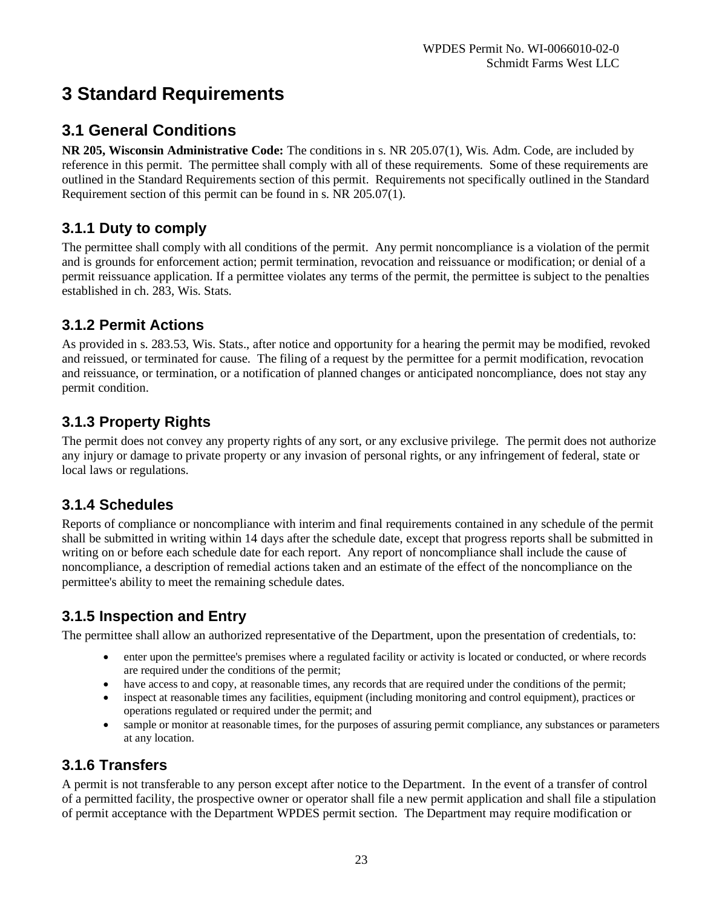# 3 Standard Requirements

## 3.1 General Conditions

**NR 205, Wisconsin Administrative Code:** The conditions in s. NR 205.07(1), Wis. Adm. Code, are included by reference in this permit. The permittee shall comply with all of these requirements. Some of these requirements are outlined in the Standard Requirements section of this permit. Requirements not specifically outlined in the Standard Requirement section of this permit can be found in s. NR 205.07(1).

### 3.1.1 Duty to comply

The permittee shall comply with all conditions of the permit. Any permit noncompliance is a violation of the permit and is grounds for enforcement action; permit termination, revocation and reissuance or modification; or denial of a permit reissuance application. If a permittee violates any terms of the permit, the permittee is subject to the penalties established in ch. 283, Wis. Stats.

### 3.1.2 Permit Actions

As provided in s. 283.53, Wis. Stats., after notice and opportunity for a hearing the permit may be modified, revoked and reissued, or terminated for cause. The filing of a request by the permittee for a permit modification, revocation and reissuance, or termination, or a notification of planned changes or anticipated noncompliance, does not stay any permit condition.

### 3.1.3 Property Rights

The permit does not convey any property rights of any sort, or any exclusive privilege. The permit does not authorize any injury or damage to private property or any invasion of personal rights, or any infringement of federal, state or local laws or regulations.

### 3.1.4 Schedules

Reports of compliance or noncompliance with interim and final requirements contained in any schedule of the permit shall be submitted in writing within 14 days after the schedule date, except that progress reports shall be submitted in writing on or before each schedule date for each report. Any report of noncompliance shall include the cause of noncompliance, a description of remedial actions taken and an estimate of the effect of the noncompliance on the permittee's ability to meet the remaining schedule dates.

### 3.1.5 Inspection and Entry

The permittee shall allow an authorized representative of the Department, upon the presentation of credentials, to:

- enter upon the permittee's premises where a regulated facility or activity is located or conducted, or where records are required under the conditions of the permit;
- have access to and copy, at reasonable times, any records that are required under the conditions of the permit;
- inspect at reasonable times any facilities, equipment (including monitoring and control equipment), practices or operations regulated or required under the permit; and
- sample or monitor at reasonable times, for the purposes of assuring permit compliance, any substances or parameters at any location.

### 3.1.6 Transfers

A permit is not transferable to any person except after notice to the Department. In the event of a transfer of control of a permitted facility, the prospective owner or operator shall file a new permit application and shall file a stipulation of permit acceptance with the Department WPDES permit section. The Department may require modification or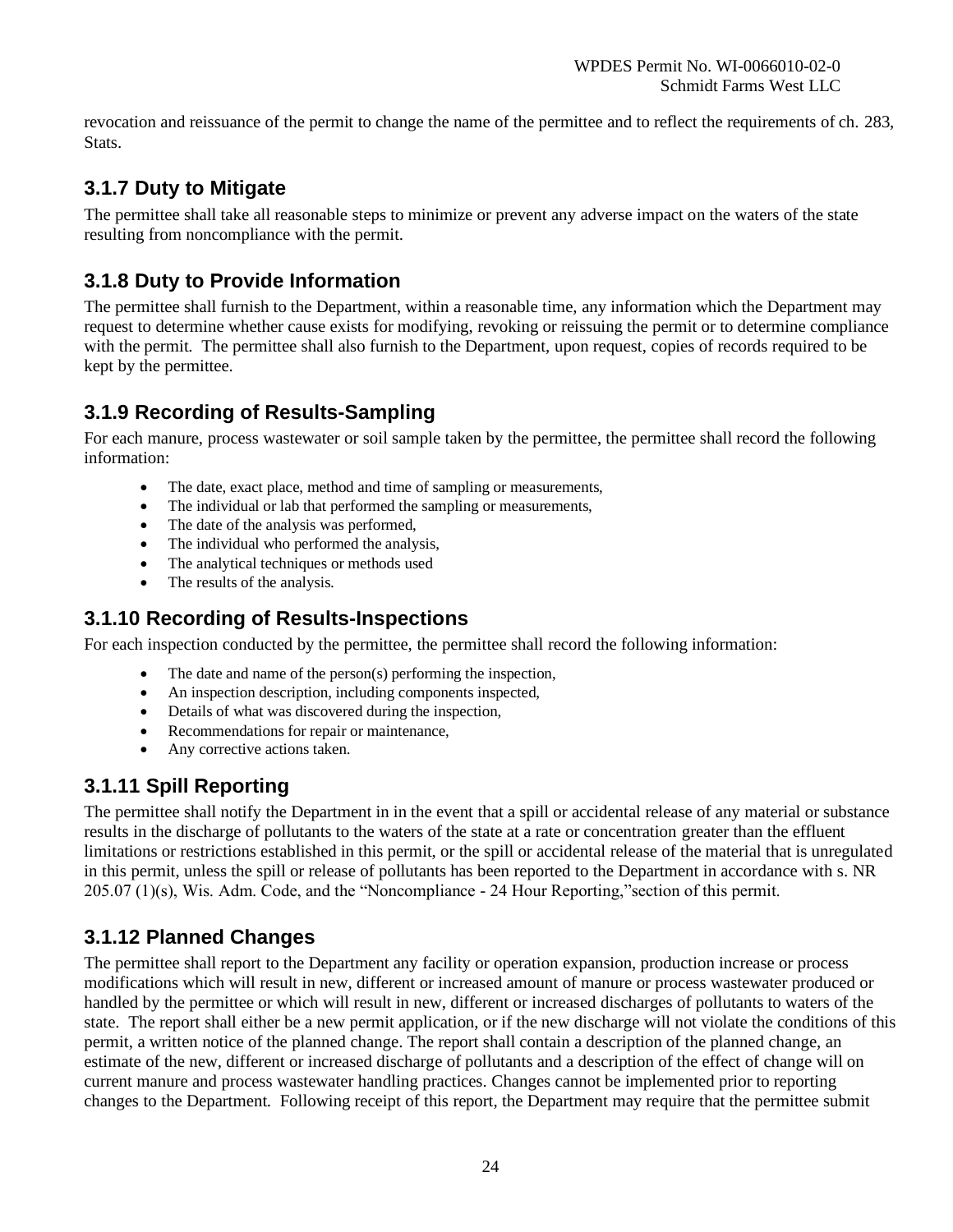revocation and reissuance of the permit to change the name of the permittee and to reflect the requirements of ch. 283, Stats.

### 3.1.7 Duty to Mitigate

The permittee shall take all reasonable steps to minimize or prevent any adverse impact on the waters of the state resulting from noncompliance with the permit.

### 3.1.8 Duty to Provide Information

The permittee shall furnish to the Department, within a reasonable time, any information which the Department may request to determine whether cause exists for modifying, revoking or reissuing the permit or to determine compliance with the permit. The permittee shall also furnish to the Department, upon request, copies of records required to be kept by the permittee.

### 3.1.9 Recording of Results-Sampling

For each manure, process wastewater or soil sample taken by the permittee, the permittee shall record the following information:

- The date, exact place, method and time of sampling or measurements,
- The individual or lab that performed the sampling or measurements,
- The date of the analysis was performed,
- The individual who performed the analysis,
- The analytical techniques or methods used
- The results of the analysis.

### 3.1.10 Recording of Results-Inspections

For each inspection conducted by the permittee, the permittee shall record the following information:

- The date and name of the person(s) performing the inspection,
- An inspection description, including components inspected,
- Details of what was discovered during the inspection,
- Recommendations for repair or maintenance,
- Any corrective actions taken.

### 3.1.11 Spill Reporting

The permittee shall notify the Department in in the event that a spill or accidental release of any material or substance results in the discharge of pollutants to the waters of the state at a rate or concentration greater than the effluent limitations or restrictions established in this permit, or the spill or accidental release of the material that is unregulated in this permit, unless the spill or release of pollutants has been reported to the Department in accordance with s. NR 205.07 (1)(s), Wis. Adm. Code, and the "Noncompliance - 24 Hour Reporting,"section of this permit.

### 3.1.12 Planned Changes

The permittee shall report to the Department any facility or operation expansion, production increase or process modifications which will result in new, different or increased amount of manure or process wastewater produced or handled by the permittee or which will result in new, different or increased discharges of pollutants to waters of the state. The report shall either be a new permit application, or if the new discharge will not violate the conditions of this permit, a written notice of the planned change. The report shall contain a description of the planned change, an estimate of the new, different or increased discharge of pollutants and a description of the effect of change will on current manure and process wastewater handling practices. Changes cannot be implemented prior to reporting changes to the Department. Following receipt of this report, the Department may require that the permittee submit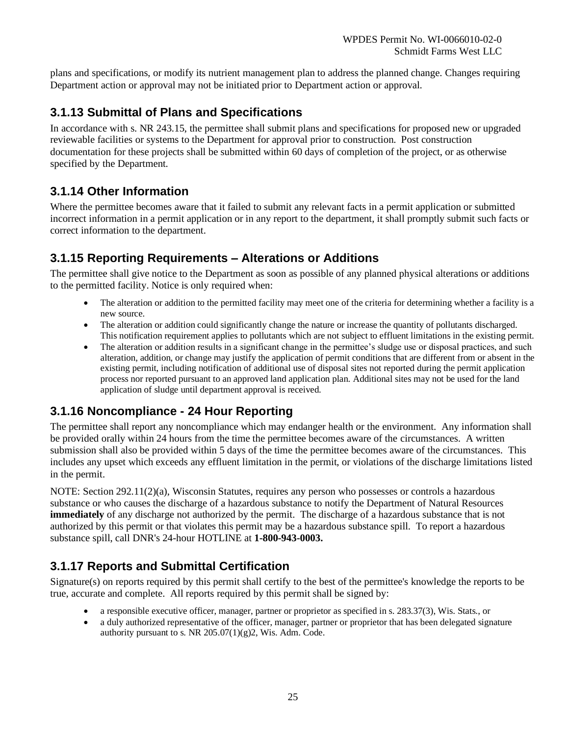plans and specifications, or modify its nutrient management plan to address the planned change. Changes requiring Department action or approval may not be initiated prior to Department action or approval.

### 3.1.13 Submittal of Plans and Specifications

In accordance with s. NR 243.15, the permittee shall submit plans and specifications for proposed new or upgraded reviewable facilities or systems to the Department for approval prior to construction. Post construction documentation for these projects shall be submitted within 60 days of completion of the project, or as otherwise specified by the Department.

### 3.1.14 Other Information

Where the permittee becomes aware that it failed to submit any relevant facts in a permit application or submitted incorrect information in a permit application or in any report to the department, it shall promptly submit such facts or correct information to the department.

### 3.1.15 Reporting Requirements – Alterations or Additions

The permittee shall give notice to the Department as soon as possible of any planned physical alterations or additions to the permitted facility. Notice is only required when:

- The alteration or addition to the permitted facility may meet one of the criteria for determining whether a facility is a new source.
- The alteration or addition could significantly change the nature or increase the quantity of pollutants discharged. This notification requirement applies to pollutants which are not subject to effluent limitations in the existing permit.
- The alteration or addition results in a significant change in the permittee's sludge use or disposal practices, and such alteration, addition, or change may justify the application of permit conditions that are different from or absent in the existing permit, including notification of additional use of disposal sites not reported during the permit application process nor reported pursuant to an approved land application plan. Additional sites may not be used for the land application of sludge until department approval is received.

### 3.1.16 Noncompliance - 24 Hour Reporting

The permittee shall report any noncompliance which may endanger health or the environment. Any information shall be provided orally within 24 hours from the time the permittee becomes aware of the circumstances. A written submission shall also be provided within 5 days of the time the permittee becomes aware of the circumstances. This includes any upset which exceeds any effluent limitation in the permit, or violations of the discharge limitations listed in the permit.

NOTE: Section 292.11(2)(a), Wisconsin Statutes, requires any person who possesses or controls a hazardous substance or who causes the discharge of a hazardous substance to notify the Department of Natural Resources **immediately** of any discharge not authorized by the permit. The discharge of a hazardous substance that is not authorized by this permit or that violates this permit may be a hazardous substance spill. To report a hazardous substance spill, call DNR's 24-hour HOTLINE at **1-800-943-0003.**

### 3.1.17 Reports and Submittal Certification

Signature(s) on reports required by this permit shall certify to the best of the permittee's knowledge the reports to be true, accurate and complete. All reports required by this permit shall be signed by:

- a responsible executive officer, manager, partner or proprietor as specified in s. 283.37(3), Wis. Stats., or
- a duly authorized representative of the officer, manager, partner or proprietor that has been delegated signature authority pursuant to s. NR 205.07(1)(g)2, Wis. Adm. Code.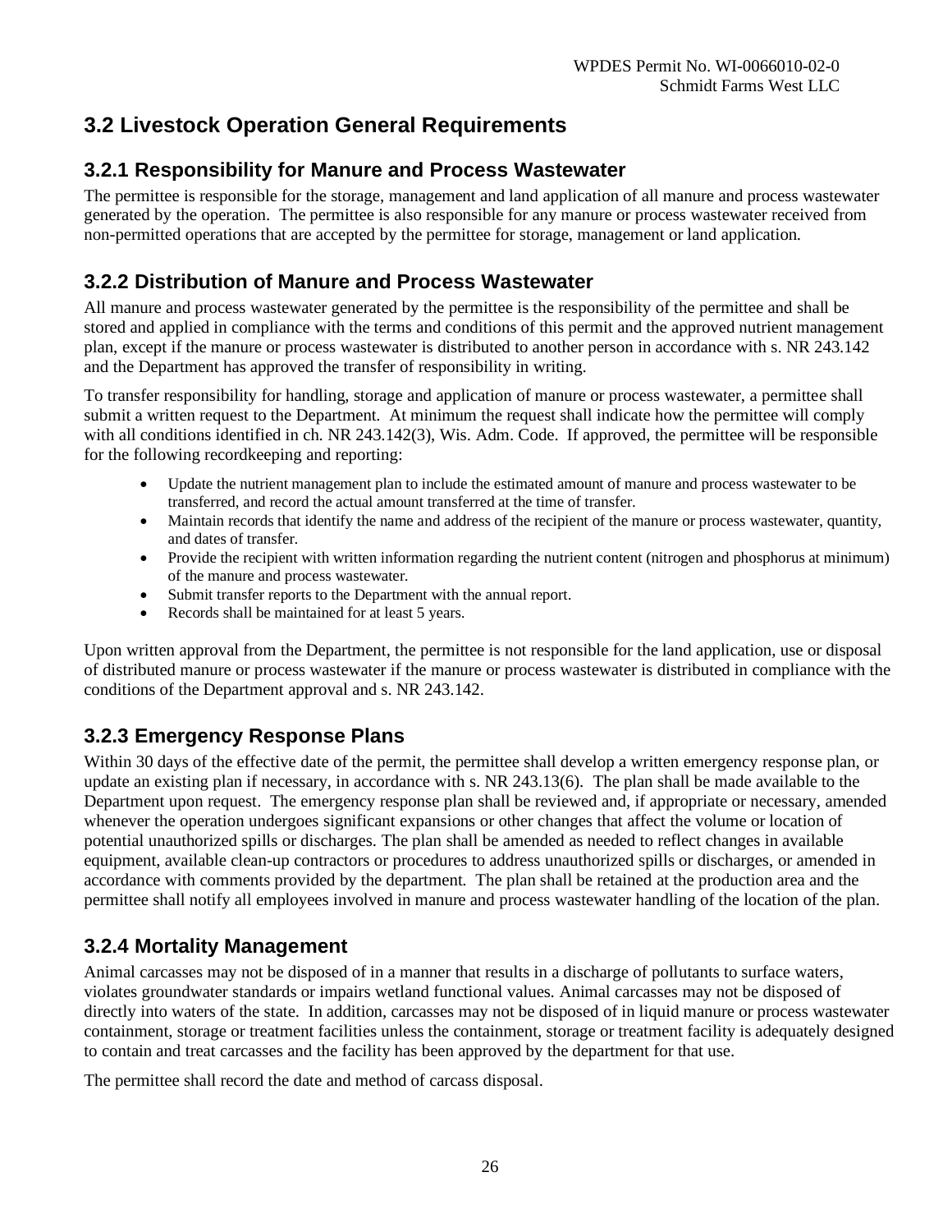## 3.2 Livestock Operation General Requirements

### 3.2.1 Responsibility for Manure and Process Wastewater

The permittee is responsible for the storage, management and land application of all manure and process wastewater generated by the operation. The permittee is also responsible for any manure or process wastewater received from non-permitted operations that are accepted by the permittee for storage, management or land application.

### 3.2.2 Distribution of Manure and Process Wastewater

All manure and process wastewater generated by the permittee is the responsibility of the permittee and shall be stored and applied in compliance with the terms and conditions of this permit and the approved nutrient management plan, except if the manure or process wastewater is distributed to another person in accordance with s. NR 243.142 and the Department has approved the transfer of responsibility in writing.

To transfer responsibility for handling, storage and application of manure or process wastewater, a permittee shall submit a written request to the Department. At minimum the request shall indicate how the permittee will comply with all conditions identified in ch. NR 243.142(3), Wis. Adm. Code. If approved, the permittee will be responsible for the following recordkeeping and reporting:

- Update the nutrient management plan to include the estimated amount of manure and process wastewater to be transferred, and record the actual amount transferred at the time of transfer.
- Maintain records that identify the name and address of the recipient of the manure or process wastewater, quantity, and dates of transfer.
- Provide the recipient with written information regarding the nutrient content (nitrogen and phosphorus at minimum) of the manure and process wastewater.
- Submit transfer reports to the Department with the annual report.
- Records shall be maintained for at least 5 years.

Upon written approval from the Department, the permittee is not responsible for the land application, use or disposal of distributed manure or process wastewater if the manure or process wastewater is distributed in compliance with the conditions of the Department approval and s. NR 243.142.

### 3.2.3 Emergency Response Plans

Within 30 days of the effective date of the permit, the permittee shall develop a written emergency response plan, or update an existing plan if necessary, in accordance with s. NR 243.13(6). The plan shall be made available to the Department upon request. The emergency response plan shall be reviewed and, if appropriate or necessary, amended whenever the operation undergoes significant expansions or other changes that affect the volume or location of potential unauthorized spills or discharges. The plan shall be amended as needed to reflect changes in available equipment, available clean-up contractors or procedures to address unauthorized spills or discharges, or amended in accordance with comments provided by the department. The plan shall be retained at the production area and the permittee shall notify all employees involved in manure and process wastewater handling of the location of the plan.

### 3.2.4 Mortality Management

Animal carcasses may not be disposed of in a manner that results in a discharge of pollutants to surface waters, violates groundwater standards or impairs wetland functional values. Animal carcasses may not be disposed of directly into waters of the state. In addition, carcasses may not be disposed of in liquid manure or process wastewater containment, storage or treatment facilities unless the containment, storage or treatment facility is adequately designed to contain and treat carcasses and the facility has been approved by the department for that use.

The permittee shall record the date and method of carcass disposal.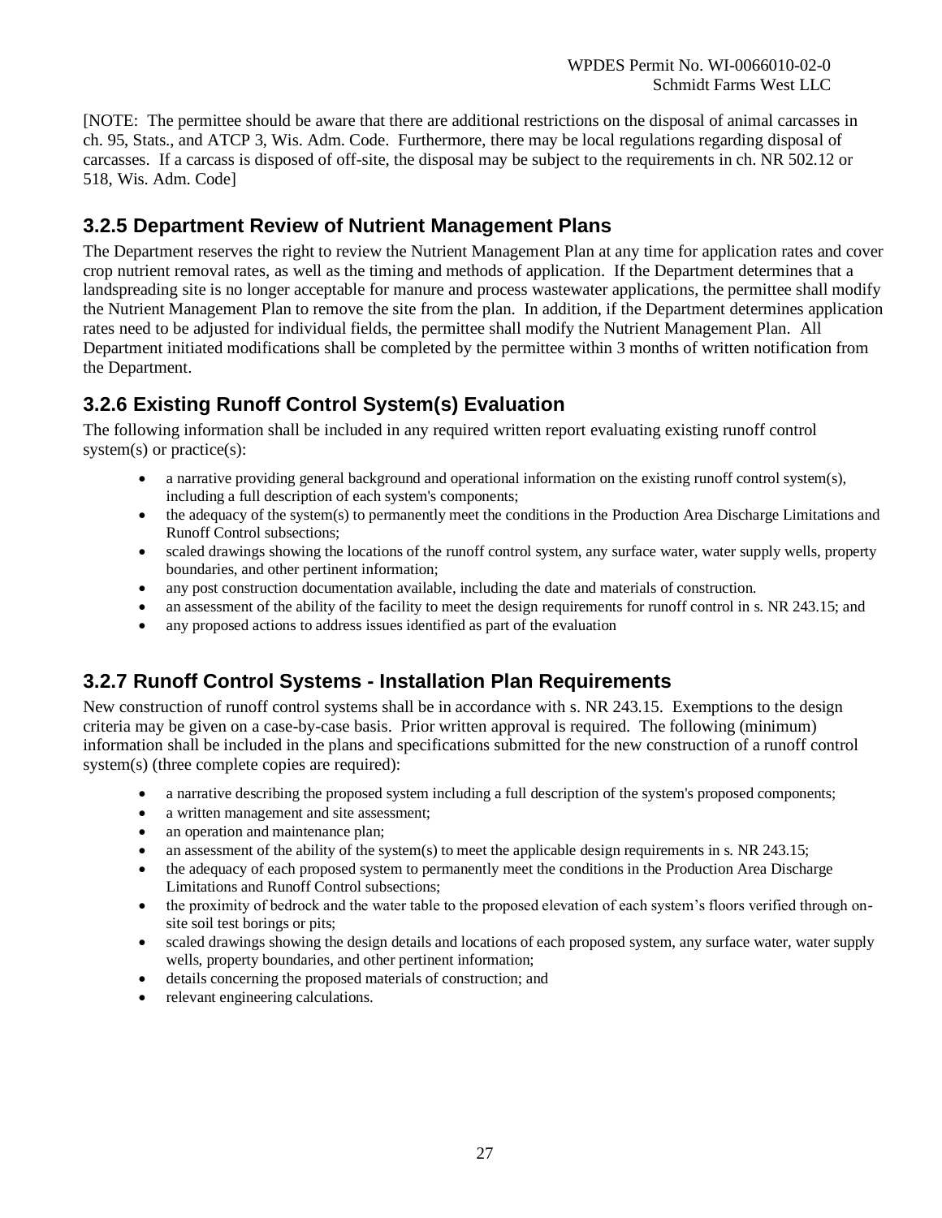[NOTE: The permittee should be aware that there are additional restrictions on the disposal of animal carcasses in ch. 95, Stats., and ATCP 3, Wis. Adm. Code. Furthermore, there may be local regulations regarding disposal of carcasses. If a carcass is disposed of off-site, the disposal may be subject to the requirements in ch. NR 502.12 or 518, Wis. Adm. Code]

### 3.2.5 Department Review of Nutrient Management Plans

The Department reserves the right to review the Nutrient Management Plan at any time for application rates and cover crop nutrient removal rates, as well as the timing and methods of application. If the Department determines that a landspreading site is no longer acceptable for manure and process wastewater applications, the permittee shall modify the Nutrient Management Plan to remove the site from the plan. In addition, if the Department determines application rates need to be adjusted for individual fields, the permittee shall modify the Nutrient Management Plan. All Department initiated modifications shall be completed by the permittee within 3 months of written notification from the Department.

### 3.2.6 Existing Runoff Control System(s) Evaluation

The following information shall be included in any required written report evaluating existing runoff control system(s) or practice(s):

- a narrative providing general background and operational information on the existing runoff control system(s), including a full description of each system's components;
- the adequacy of the system(s) to permanently meet the conditions in the Production Area Discharge Limitations and Runoff Control subsections;
- scaled drawings showing the locations of the runoff control system, any surface water, water supply wells, property boundaries, and other pertinent information;
- any post construction documentation available, including the date and materials of construction.
- an assessment of the ability of the facility to meet the design requirements for runoff control in s. NR 243.15; and
- any proposed actions to address issues identified as part of the evaluation

### 3.2.7 Runoff Control Systems - Installation Plan Requirements

New construction of runoff control systems shall be in accordance with s. NR 243.15. Exemptions to the design criteria may be given on a case-by-case basis. Prior written approval is required. The following (minimum) information shall be included in the plans and specifications submitted for the new construction of a runoff control system(s) (three complete copies are required):

- a narrative describing the proposed system including a full description of the system's proposed components;
- a written management and site assessment;
- an operation and maintenance plan;
- an assessment of the ability of the system(s) to meet the applicable design requirements in s. NR 243.15;
- the adequacy of each proposed system to permanently meet the conditions in the Production Area Discharge Limitations and Runoff Control subsections;
- the proximity of bedrock and the water table to the proposed elevation of each system's floors verified through on-site soil test borings or pits;
- scaled drawings showing the design details and locations of each proposed system, any surface water, water supply wells, property boundaries, and other pertinent information;
- details concerning the proposed materials of construction; and
- relevant engineering calculations.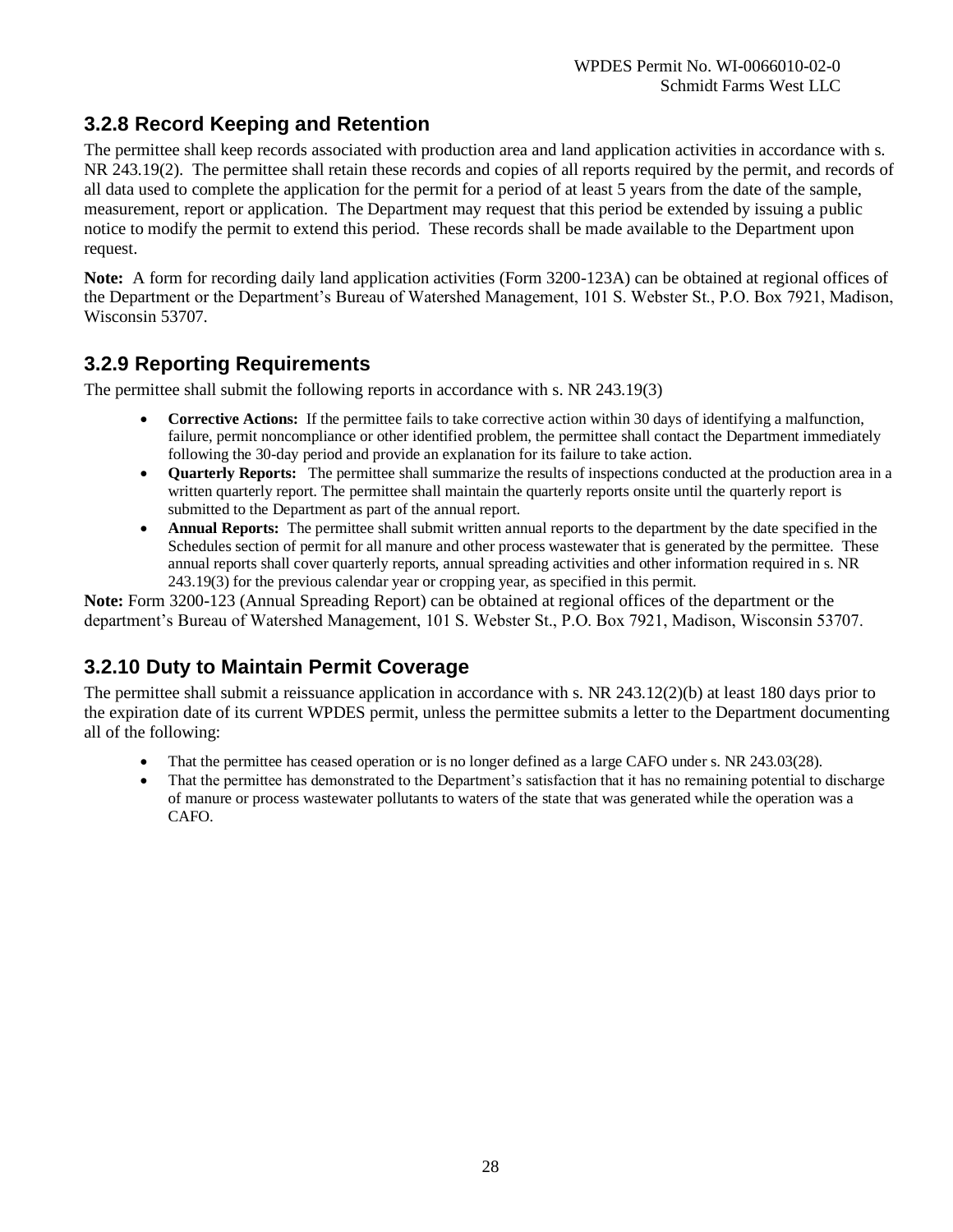### 3.2.8 Record Keeping and Retention

The permittee shall keep records associated with production area and land application activities in accordance with s. NR 243.19(2). The permittee shall retain these records and copies of all reports required by the permit, and records of all data used to complete the application for the permit for a period of at least 5 years from the date of the sample, measurement, report or application. The Department may request that this period be extended by issuing a public notice to modify the permit to extend this period. These records shall be made available to the Department upon request.

**Note:** A form for recording daily land application activities (Form 3200-123A) can be obtained at regional offices of the Department or the Department's Bureau of Watershed Management, 101 S. Webster St., P.O. Box 7921, Madison, Wisconsin 53707.

### 3.2.9 Reporting Requirements

The permittee shall submit the following reports in accordance with s. NR 243.19(3)

- **Corrective Actions:** If the permittee fails to take corrective action within 30 days of identifying a malfunction, failure, permit noncompliance or other identified problem, the permittee shall contact the Department immediately following the 30-day period and provide an explanation for its failure to take action.
- **Quarterly Reports:** The permittee shall summarize the results of inspections conducted at the production area in a written quarterly report. The permittee shall maintain the quarterly reports onsite until the quarterly report is submitted to the Department as part of the annual report.
- **Annual Reports:** The permittee shall submit written annual reports to the department by the date specified in the Schedules section of permit for all manure and other process wastewater that is generated by the permittee. These annual reports shall cover quarterly reports, annual spreading activities and other information required in s. NR 243.19(3) for the previous calendar year or cropping year, as specified in this permit.

**Note:** Form 3200-123 (Annual Spreading Report) can be obtained at regional offices of the department or the department's Bureau of Watershed Management, 101 S. Webster St., P.O. Box 7921, Madison, Wisconsin 53707.

### 3.2.10 Duty to Maintain Permit Coverage

The permittee shall submit a reissuance application in accordance with s. NR 243.12(2)(b) at least 180 days prior to the expiration date of its current WPDES permit, unless the permittee submits a letter to the Department documenting all of the following:

- That the permittee has ceased operation or is no longer defined as a large CAFO under s. NR 243.03(28).
- That the permittee has demonstrated to the Department's satisfaction that it has no remaining potential to discharge of manure or process wastewater pollutants to waters of the state that was generated while the operation was a CAFO.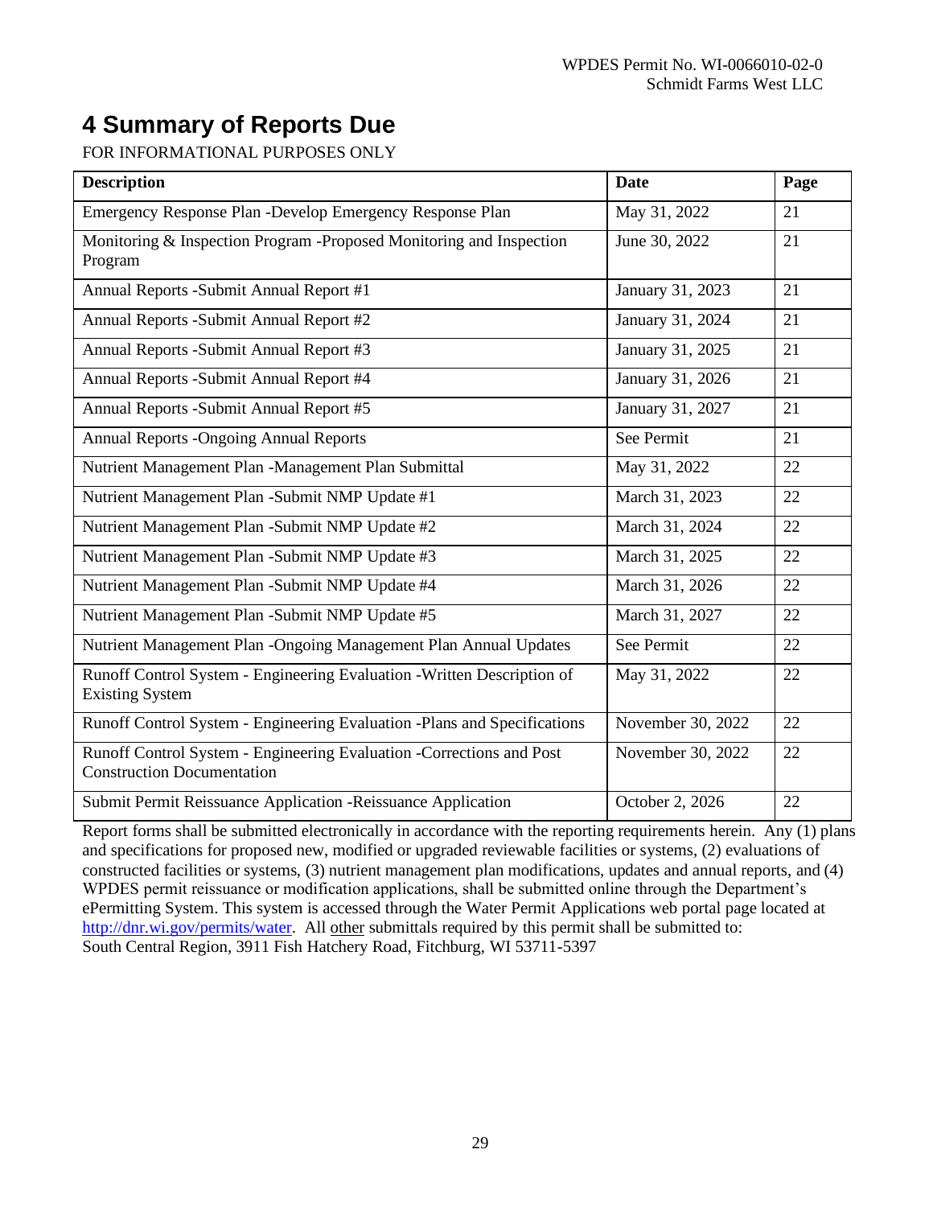# 4 Summary of Reports Due

FOR INFORMATIONAL PURPOSES ONLY

| Description | Date | Page |
|---|---|---|
| Emergency Response Plan -Develop Emergency Response Plan | May 31, 2022 | 21 |
| Monitoring & Inspection Program -Proposed Monitoring and Inspection Program | June 30, 2022 | 21 |
| Annual Reports -Submit Annual Report #1 | January 31, 2023 | 21 |
| Annual Reports -Submit Annual Report #2 | January 31, 2024 | 21 |
| Annual Reports -Submit Annual Report #3 | January 31, 2025 | 21 |
| Annual Reports -Submit Annual Report #4 | January 31, 2026 | 21 |
| Annual Reports -Submit Annual Report #5 | January 31, 2027 | 21 |
| Annual Reports -Ongoing Annual Reports | See Permit | 21 |
| Nutrient Management Plan -Management Plan Submittal | May 31, 2022 | 22 |
| Nutrient Management Plan -Submit NMP Update #1 | March 31, 2023 | 22 |
| Nutrient Management Plan -Submit NMP Update #2 | March 31, 2024 | 22 |
| Nutrient Management Plan -Submit NMP Update #3 | March 31, 2025 | 22 |
| Nutrient Management Plan -Submit NMP Update #4 | March 31, 2026 | 22 |
| Nutrient Management Plan -Submit NMP Update #5 | March 31, 2027 | 22 |
| Nutrient Management Plan -Ongoing Management Plan Annual Updates | See Permit | 22 |
| Runoff Control System - Engineering Evaluation -Written Description of Existing System | May 31, 2022 | 22 |
| Runoff Control System - Engineering Evaluation -Plans and Specifications | November 30, 2022 | 22 |
| Runoff Control System - Engineering Evaluation -Corrections and Post Construction Documentation | November 30, 2022 | 22 |
| Submit Permit Reissuance Application -Reissuance Application | October 2, 2026 | 22 |

Report forms shall be submitted electronically in accordance with the reporting requirements herein. Any (1) plans and specifications for proposed new, modified or upgraded reviewable facilities or systems, (2) evaluations of constructed facilities or systems, (3) nutrient management plan modifications, updates and annual reports, and (4) WPDES permit reissuance or modification applications, shall be submitted online through the Department's ePermitting System. This system is accessed through the Water Permit Applications web portal page located at http://dnr.wi.gov/permits/water. All other submittals required by this permit shall be submitted to:
South Central Region, 3911 Fish Hatchery Road, Fitchburg, WI 53711-5397